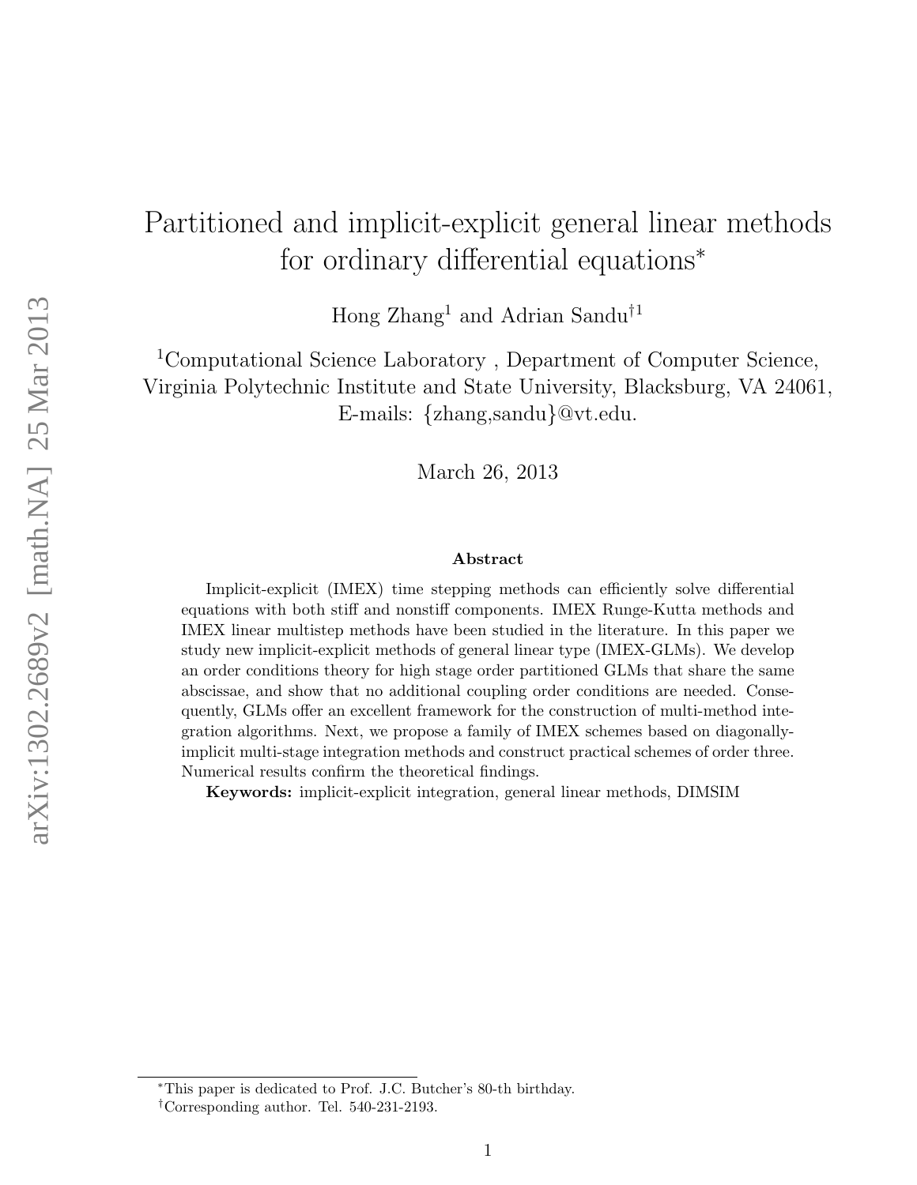# Partitioned and implicit-explicit general linear methods for ordinary differential equations*

Hong Zhang[1] and Adrian Sandu[†1]

[1]Computational Science Laboratory , Department of Computer Science, Virginia Polytechnic Institute and State University, Blacksburg, VA 24061, E-mails: {zhang,sandu}@vt.edu.

March 26, 2013

### Abstract

Implicit-explicit (IMEX) time stepping methods can efficiently solve differential equations with both stiff and nonstiff components. IMEX Runge-Kutta methods and IMEX linear multistep methods have been studied in the literature. In this paper we study new implicit-explicit methods of general linear type (IMEX-GLMs). We develop an order conditions theory for high stage order partitioned GLMs that share the same abscissae, and show that no additional coupling order conditions are needed. Consequently, GLMs offer an excellent framework for the construction of multi-method integration algorithms. Next, we propose a family of IMEX schemes based on diagonally-implicit multi-stage integration methods and construct practical schemes of order three. Numerical results confirm the theoretical findings.

**Keywords:** implicit-explicit integration, general linear methods, DIMSIM

---

*This paper is dedicated to Prof. J.C. Butcher's 80-th birthday.

†Corresponding author. Tel. 540-231-2193.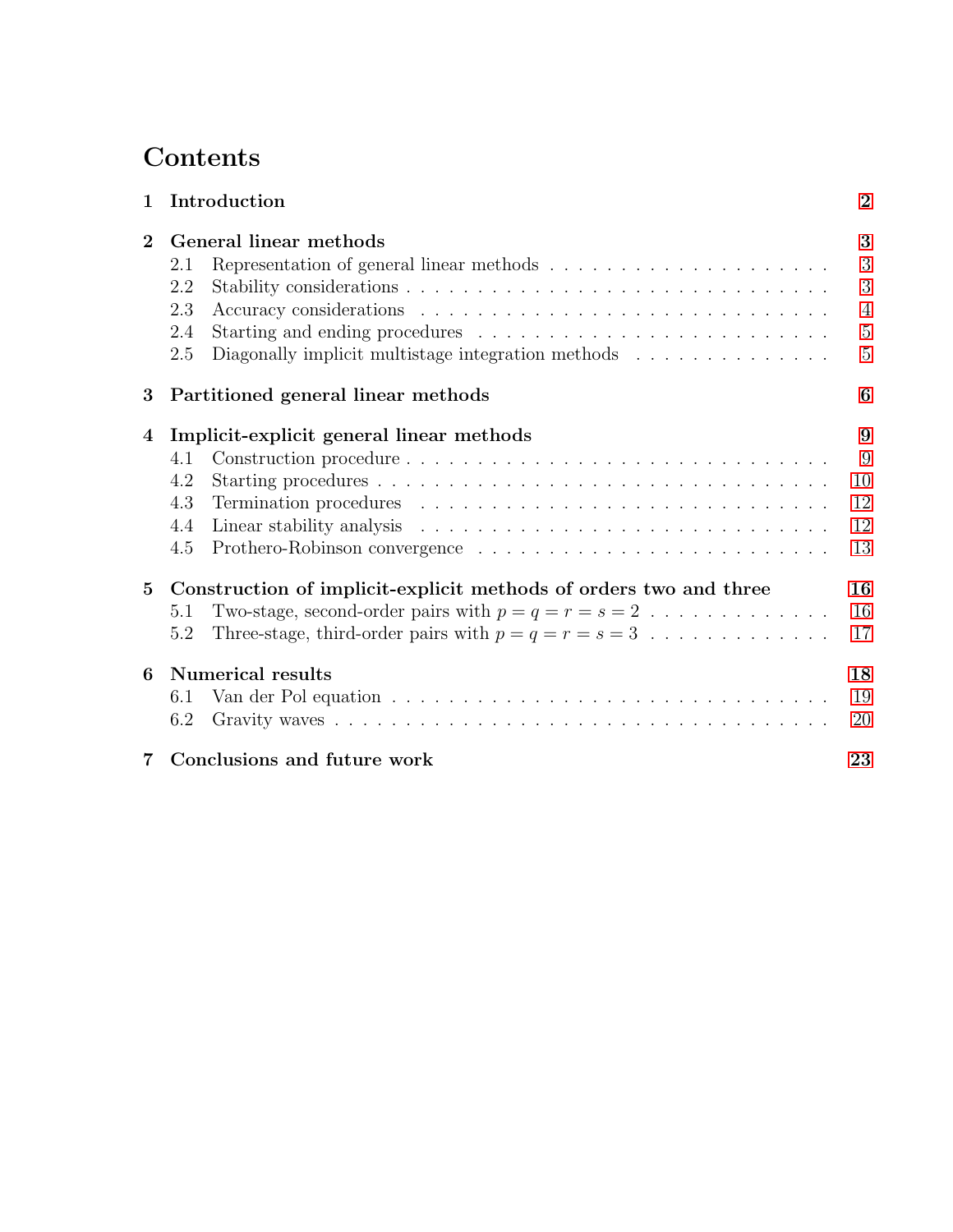# Contents

**1 Introduction** 2

**2 General linear methods** 3
- 2.1 Representation of general linear methods . . . 3
- 2.2 Stability considerations . . . 3
- 2.3 Accuracy considerations . . . 4
- 2.4 Starting and ending procedures . . . 5
- 2.5 Diagonally implicit multistage integration methods . . . 5

**3 Partitioned general linear methods** 6

**4 Implicit-explicit general linear methods** 9
- 4.1 Construction procedure . . . 9
- 4.2 Starting procedures . . . 10
- 4.3 Termination procedures . . . 12
- 4.4 Linear stability analysis . . . 12
- 4.5 Prothero-Robinson convergence . . . 13

**5 Construction of implicit-explicit methods of orders two and three** 16
- 5.1 Two-stage, second-order pairs with $p = q = r = s = 2$ . . . 16
- 5.2 Three-stage, third-order pairs with $p = q = r = s = 3$ . . . 17

**6 Numerical results** 18
- 6.1 Van der Pol equation . . . 19
- 6.2 Gravity waves . . . 20

**7 Conclusions and future work** 23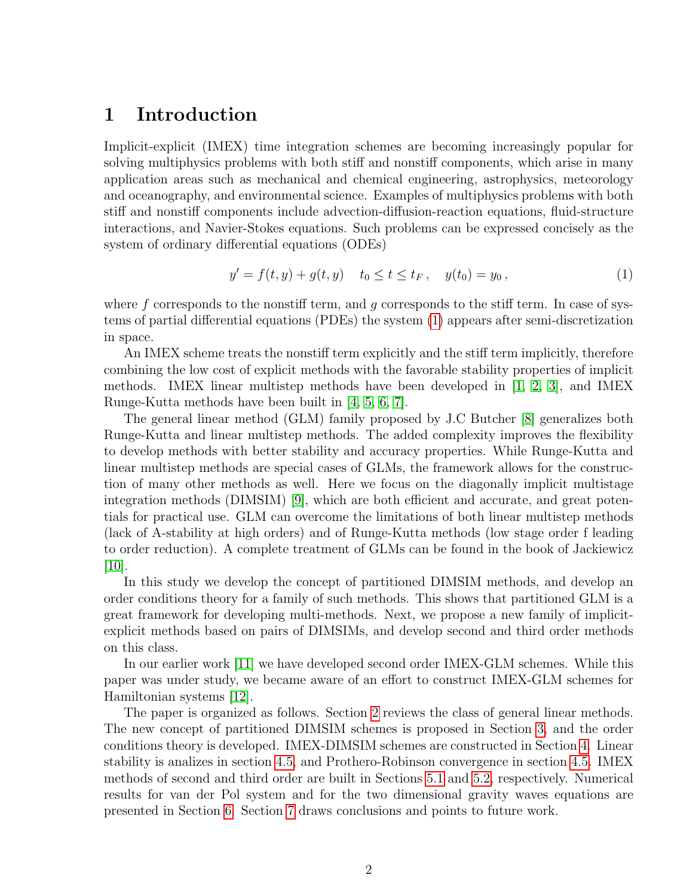# 1 Introduction

Implicit-explicit (IMEX) time integration schemes are becoming increasingly popular for solving multiphysics problems with both stiff and nonstiff components, which arise in many application areas such as mechanical and chemical engineering, astrophysics, meteorology and oceanography, and environmental science. Examples of multiphysics problems with both stiff and nonstiff components include advection-diffusion-reaction equations, fluid-structure interactions, and Navier-Stokes equations. Such problems can be expressed concisely as the system of ordinary differential equations (ODEs)

$$y' = f(t, y) + g(t, y) \quad t_0 \le t \le t_F \,, \quad y(t_0) = y_0 \,, \tag{1}$$

where $f$ corresponds to the nonstiff term, and $g$ corresponds to the stiff term. In case of systems of partial differential equations (PDEs) the system (1) appears after semi-discretization in space.

An IMEX scheme treats the nonstiff term explicitly and the stiff term implicitly, therefore combining the low cost of explicit methods with the favorable stability properties of implicit methods. IMEX linear multistep methods have been developed in [1, 2, 3], and IMEX Runge-Kutta methods have been built in [4, 5, 6, 7].

The general linear method (GLM) family proposed by J.C Butcher [8] generalizes both Runge-Kutta and linear multistep methods. The added complexity improves the flexibility to develop methods with better stability and accuracy properties. While Runge-Kutta and linear multistep methods are special cases of GLMs, the framework allows for the construction of many other methods as well. Here we focus on the diagonally implicit multistage integration methods (DIMSIM) [9], which are both efficient and accurate, and great potentials for practical use. GLM can overcome the limitations of both linear multistep methods (lack of A-stability at high orders) and of Runge-Kutta methods (low stage order f leading to order reduction). A complete treatment of GLMs can be found in the book of Jackiewicz [10].

In this study we develop the concept of partitioned DIMSIM methods, and develop an order conditions theory for a family of such methods. This shows that partitioned GLM is a great framework for developing multi-methods. Next, we propose a new family of implicit-explicit methods based on pairs of DIMSIMs, and develop second and third order methods on this class.

In our earlier work [11] we have developed second order IMEX-GLM schemes. While this paper was under study, we became aware of an effort to construct IMEX-GLM schemes for Hamiltonian systems [12].

The paper is organized as follows. Section 2 reviews the class of general linear methods. The new concept of partitioned DIMSIM schemes is proposed in Section 3, and the order conditions theory is developed. IMEX-DIMSIM schemes are constructed in Section 4. Linear stability is analizes in section 4.5, and Prothero-Robinson convergence in section 4.5. IMEX methods of second and third order are built in Sections 5.1 and 5.2, respectively. Numerical results for van der Pol system and for the two dimensional gravity waves equations are presented in Section 6. Section 7 draws conclusions and points to future work.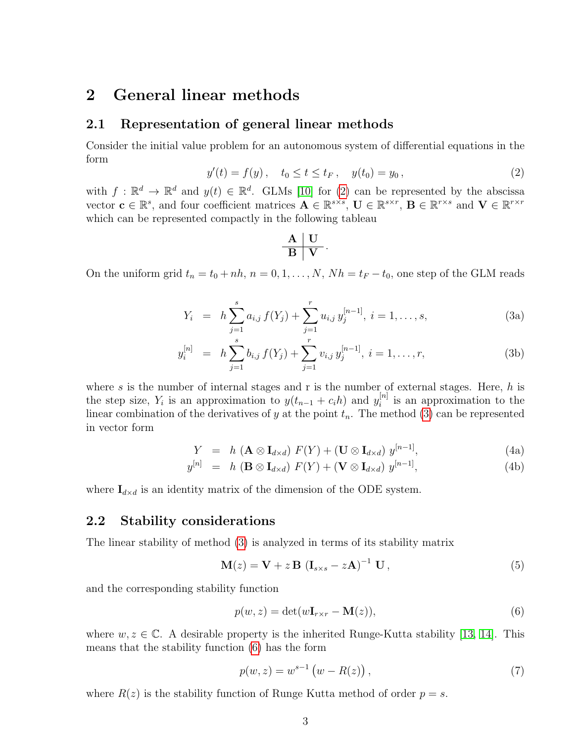## 2 General linear methods

### 2.1 Representation of general linear methods

Consider the initial value problem for an autonomous system of differential equations in the form

$$y'(t) = f(y)\,, \quad t_0 \le t \le t_F\,, \quad y(t_0) = y_0\,, \tag{2}$$

with $f : \mathbb{R}^d \to \mathbb{R}^d$ and $y(t) \in \mathbb{R}^d$. GLMs [10] for (2) can be represented by the abscissa vector $\mathbf{c} \in \mathbb{R}^s$, and four coefficient matrices $\mathbf{A} \in \mathbb{R}^{s\times s}$, $\mathbf{U} \in \mathbb{R}^{s\times r}$, $\mathbf{B} \in \mathbb{R}^{r\times s}$ and $\mathbf{V} \in \mathbb{R}^{r\times r}$ which can be represented compactly in the following tableau

$$\begin{array}{c|c} \mathbf{A} & \mathbf{U} \\ \hline \mathbf{B} & \mathbf{V} \end{array}.$$

On the uniform grid $t_n = t_0 + nh$, $n = 0, 1, \ldots, N$, $Nh = t_F - t_0$, one step of the GLM reads

$$Y_i = h \sum_{j=1}^{s} a_{i,j}\, f(Y_j) + \sum_{j=1}^{r} u_{i,j}\, y_j^{[n-1]},\ i = 1, \ldots, s, \tag{3a}$$

$$y_i^{[n]} = h \sum_{j=1}^{s} b_{i,j}\, f(Y_j) + \sum_{j=1}^{r} v_{i,j}\, y_j^{[n-1]},\ i = 1, \ldots, r, \tag{3b}$$

where $s$ is the number of internal stages and r is the number of external stages. Here, $h$ is the step size, $Y_i$ is an approximation to $y(t_{n-1} + c_i h)$ and $y_i^{[n]}$ is an approximation to the linear combination of the derivatives of $y$ at the point $t_n$. The method (3) can be represented in vector form

$$Y = h\ (\mathbf{A} \otimes \mathbf{I}_{d\times d})\ F(Y) + (\mathbf{U} \otimes \mathbf{I}_{d\times d})\ y^{[n-1]}, \tag{4a}$$

$$y^{[n]} = h\ (\mathbf{B} \otimes \mathbf{I}_{d\times d})\ F(Y) + (\mathbf{V} \otimes \mathbf{I}_{d\times d})\ y^{[n-1]}, \tag{4b}$$

where $\mathbf{I}_{d\times d}$ is an identity matrix of the dimension of the ODE system.

### 2.2 Stability considerations

The linear stability of method (3) is analyzed in terms of its stability matrix

$$\mathbf{M}(z) = \mathbf{V} + z\,\mathbf{B}\,\left(\mathbf{I}_{s\times s} - z\mathbf{A}\right)^{-1}\,\mathbf{U}\,, \tag{5}$$

and the corresponding stability function

$$p(w, z) = \det(w\mathbf{I}_{r\times r} - \mathbf{M}(z)), \tag{6}$$

where $w, z \in \mathbb{C}$. A desirable property is the inherited Runge-Kutta stability [13, 14]. This means that the stability function (6) has the form

$$p(w, z) = w^{s-1}\left(w - R(z)\right), \tag{7}$$

where $R(z)$ is the stability function of Runge Kutta method of order $p = s$.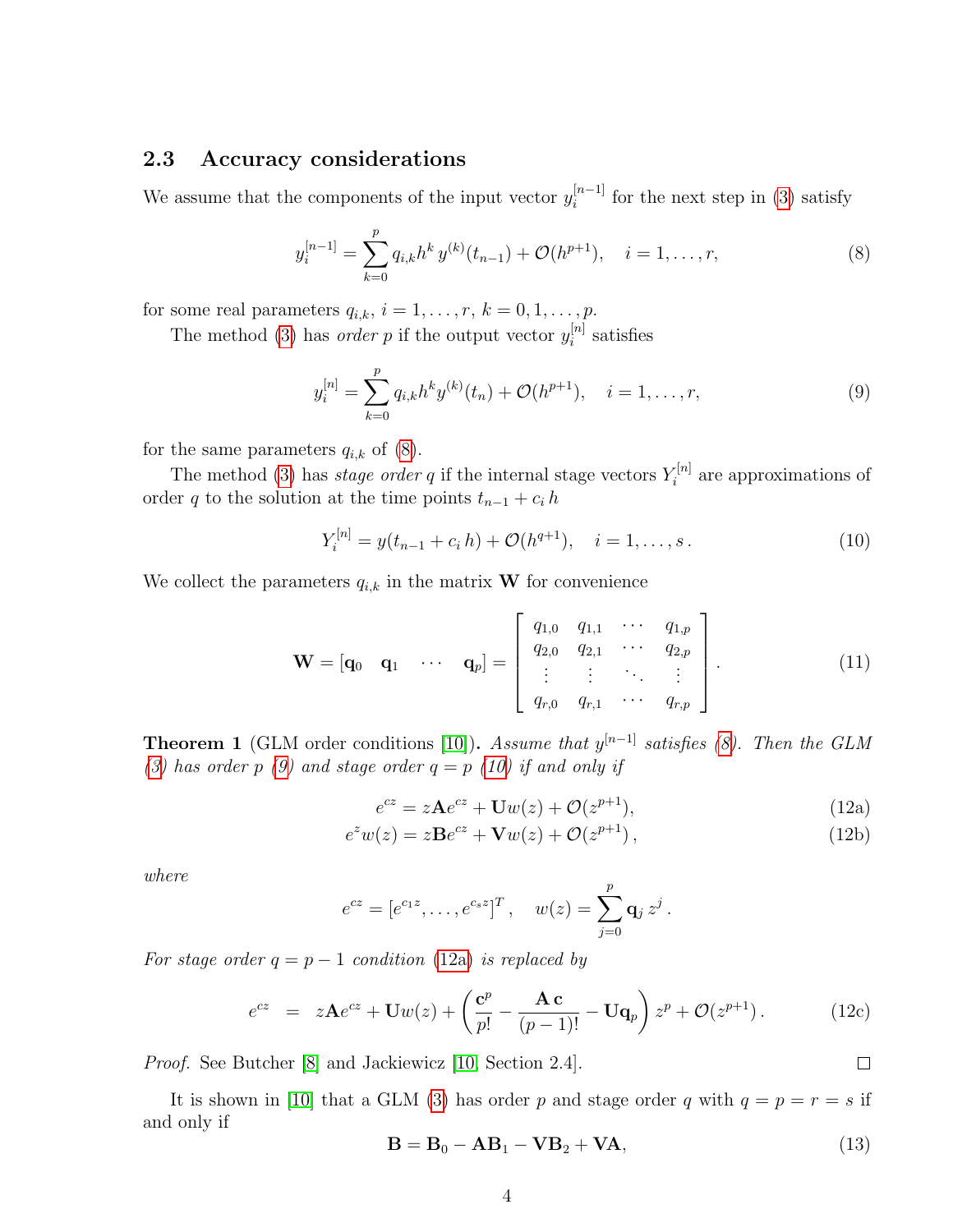### 2.3 Accuracy considerations

We assume that the components of the input vector $y_i^{[n-1]}$ for the next step in (3) satisfy

$$y_i^{[n-1]} = \sum_{k=0}^{p} q_{i,k} h^k \, y^{(k)}(t_{n-1}) + \mathcal{O}(h^{p+1}), \quad i = 1, \ldots, r, \tag{8}$$

for some real parameters $q_{i,k}$, $i = 1, \ldots, r$, $k = 0, 1, \ldots, p$.

The method (3) has *order* $p$ if the output vector $y_i^{[n]}$ satisfies

$$y_i^{[n]} = \sum_{k=0}^{p} q_{i,k} h^k y^{(k)}(t_n) + \mathcal{O}(h^{p+1}), \quad i = 1, \ldots, r, \tag{9}$$

for the same parameters $q_{i,k}$ of (8).

The method (3) has *stage order* $q$ if the internal stage vectors $Y_i^{[n]}$ are approximations of order $q$ to the solution at the time points $t_{n-1} + c_i\, h$

$$Y_i^{[n]} = y(t_{n-1} + c_i\, h) + \mathcal{O}(h^{q+1}), \quad i = 1, \ldots, s\,. \tag{10}$$

We collect the parameters $q_{i,k}$ in the matrix $\mathbf{W}$ for convenience

$$\mathbf{W} = [\mathbf{q}_0 \quad \mathbf{q}_1 \quad \cdots \quad \mathbf{q}_p] = \begin{bmatrix} q_{1,0} & q_{1,1} & \cdots & q_{1,p} \\ q_{2,0} & q_{2,1} & \cdots & q_{2,p} \\ \vdots & \vdots & \ddots & \vdots \\ q_{r,0} & q_{r,1} & \cdots & q_{r,p} \end{bmatrix}. \tag{11}$$

**Theorem 1** (GLM order conditions [10]). *Assume that $y^{[n-1]}$ satisfies (8). Then the GLM (3) has order $p$ (9) and stage order $q = p$ (10) if and only if*

$$e^{cz} = z\mathbf{A}e^{cz} + \mathbf{U}w(z) + \mathcal{O}(z^{p+1}), \tag{12a}$$

$$e^{z}w(z) = z\mathbf{B}e^{cz} + \mathbf{V}w(z) + \mathcal{O}(z^{p+1})\,, \tag{12b}$$

*where*

$$e^{cz} = [e^{c_1 z}, \ldots, e^{c_s z}]^T\,, \quad w(z) = \sum_{j=0}^{p} \mathbf{q}_j\, z^j\,.$$

*For stage order $q = p-1$ condition (12a) is replaced by*

$$e^{cz} \;\;=\;\; z\mathbf{A}e^{cz} + \mathbf{U}w(z) + \left( \frac{\mathbf{c}^p}{p!} - \frac{\mathbf{A}\,\mathbf{c}}{(p-1)!} - \mathbf{U}\mathbf{q}_p \right) z^p + \mathcal{O}(z^{p+1})\,. \tag{12c}$$

*Proof.* See Butcher [8] and Jackiewicz [10, Section 2.4]. ◻

It is shown in [10] that a GLM (3) has order $p$ and stage order $q$ with $q = p = r = s$ if and only if

$$\mathbf{B} = \mathbf{B}_0 - \mathbf{A}\mathbf{B}_1 - \mathbf{V}\mathbf{B}_2 + \mathbf{V}\mathbf{A}, \tag{13}$$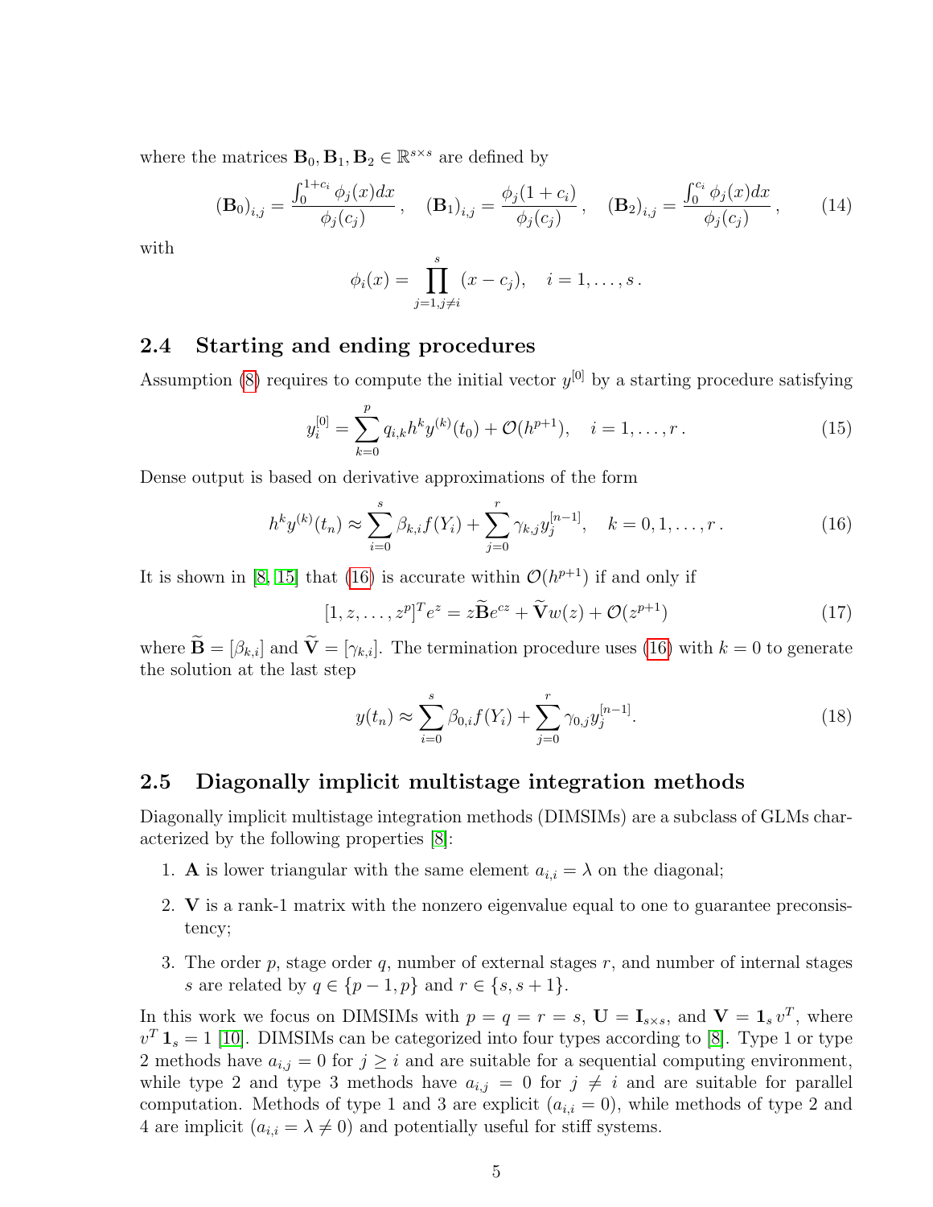where the matrices $\mathbf{B}_0, \mathbf{B}_1, \mathbf{B}_2 \in \mathbb{R}^{s\times s}$ are defined by

$$(\mathbf{B}_0)_{i,j} = \frac{\int_0^{1+c_i} \phi_j(x)dx}{\phi_j(c_j)}\,, \quad (\mathbf{B}_1)_{i,j} = \frac{\phi_j(1+c_i)}{\phi_j(c_j)}\,, \quad (\mathbf{B}_2)_{i,j} = \frac{\int_0^{c_i} \phi_j(x)dx}{\phi_j(c_j)}\,, \tag{14}$$

with

$$\phi_i(x) = \prod_{j=1, j\neq i}^{s} (x - c_j), \quad i = 1, \ldots, s\,.$$

### 2.4 Starting and ending procedures

Assumption (8) requires to compute the initial vector $y^{[0]}$ by a starting procedure satisfying

$$y_i^{[0]} = \sum_{k=0}^{p} q_{i,k} h^k y^{(k)}(t_0) + \mathcal{O}(h^{p+1}), \quad i = 1, \ldots, r\,. \tag{15}$$

Dense output is based on derivative approximations of the form

$$h^k y^{(k)}(t_n) \approx \sum_{i=0}^{s} \beta_{k,i} f(Y_i) + \sum_{j=0}^{r} \gamma_{k,j} y_j^{[n-1]}, \quad k = 0, 1, \ldots, r\,. \tag{16}$$

It is shown in [8, 15] that (16) is accurate within $\mathcal{O}(h^{p+1})$ if and only if

$$[1, z, \ldots, z^p]^T e^z = z\widetilde{\mathbf{B}} e^{cz} + \widetilde{\mathbf{V}} w(z) + \mathcal{O}(z^{p+1}) \tag{17}$$

where $\widetilde{\mathbf{B}} = [\beta_{k,i}]$ and $\widetilde{\mathbf{V}} = [\gamma_{k,i}]$. The termination procedure uses (16) with $k = 0$ to generate the solution at the last step

$$y(t_n) \approx \sum_{i=0}^{s} \beta_{0,i} f(Y_i) + \sum_{j=0}^{r} \gamma_{0,j} y_j^{[n-1]}. \tag{18}$$

### 2.5 Diagonally implicit multistage integration methods

Diagonally implicit multistage integration methods (DIMSIMs) are a subclass of GLMs characterized by the following properties [8]:

1. $\mathbf{A}$ is lower triangular with the same element $a_{i,i} = \lambda$ on the diagonal;
2. $\mathbf{V}$ is a rank-1 matrix with the nonzero eigenvalue equal to one to guarantee preconsistency;
3. The order $p$, stage order $q$, number of external stages $r$, and number of internal stages $s$ are related by $q \in \{p-1, p\}$ and $r \in \{s, s+1\}$.

In this work we focus on DIMSIMs with $p = q = r = s$, $\mathbf{U} = \mathbf{I}_{s\times s}$, and $\mathbf{V} = \mathbf{1}_s\, v^T$, where $v^T\, \mathbf{1}_s = 1$ [10]. DIMSIMs can be categorized into four types according to [8]. Type 1 or type 2 methods have $a_{i,j} = 0$ for $j \geq i$ and are suitable for a sequential computing environment, while type 2 and type 3 methods have $a_{i,j} = 0$ for $j \neq i$ and are suitable for parallel computation. Methods of type 1 and 3 are explicit ($a_{i,i} = 0$), while methods of type 2 and 4 are implicit ($a_{i,i} = \lambda \neq 0$) and potentially useful for stiff systems.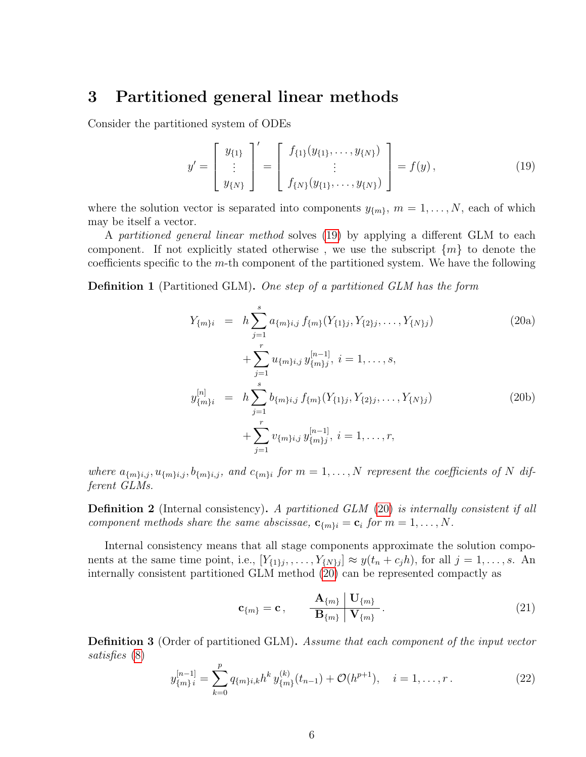## 3 Partitioned general linear methods

Consider the partitioned system of ODEs

$$y' = \begin{bmatrix} y_{\{1\}} \\ \vdots \\ y_{\{N\}} \end{bmatrix}' = \begin{bmatrix} f_{\{1\}}(y_{\{1\}}, \ldots, y_{\{N\}}) \\ \vdots \\ f_{\{N\}}(y_{\{1\}}, \ldots, y_{\{N\}}) \end{bmatrix} = f(y)\,, \tag{19}$$

where the solution vector is separated into components $y_{\{m\}}$, $m = 1, \ldots, N$, each of which may be itself a vector.

A *partitioned general linear method* solves (19) by applying a different GLM to each component. If not explicitly stated otherwise , we use the subscript $\{m\}$ to denote the coefficients specific to the $m$-th component of the partitioned system. We have the following

**Definition 1** (Partitioned GLM). *One step of a partitioned GLM has the form*

$$\begin{aligned} Y_{\{m\}i} &= h \sum_{j=1}^{s} a_{\{m\}i,j}\, f_{\{m\}}(Y_{\{1\}j}, Y_{\{2\}j}, \ldots, Y_{\{N\}j}) \qquad\qquad (20a)\\ &\quad + \sum_{j=1}^{r} u_{\{m\}i,j}\, y^{[n-1]}_{\{m\}j},\ i = 1, \ldots, s, \\ y^{[n]}_{\{m\}i} &= h \sum_{j=1}^{s} b_{\{m\}i,j}\, f_{\{m\}}(Y_{\{1\}j}, Y_{\{2\}j}, \ldots, Y_{\{N\}j}) \qquad\qquad (20b)\\ &\quad + \sum_{j=1}^{r} v_{\{m\}i,j}\, y^{[n-1]}_{\{m\}j},\ i = 1, \ldots, r, \end{aligned}$$

*where $a_{\{m\}i,j}, u_{\{m\}i,j}, b_{\{m\}i,j}$, and $c_{\{m\}i}$ for $m = 1, \ldots, N$ represent the coefficients of $N$ different GLMs.*

**Definition 2** (Internal consistency). *A partitioned GLM (20) is internally consistent if all component methods share the same abscissae, $\mathbf{c}_{\{m\}i} = \mathbf{c}_i$ for $m = 1, \ldots, N$.*

Internal consistency means that all stage components approximate the solution components at the same time point, i.e., $[Y_{\{1\}j}, \ldots, Y_{\{N\}j}] \approx y(t_n + c_j h)$, for all $j = 1, \ldots, s$. An internally consistent partitioned GLM method (20) can be represented compactly as

$$\mathbf{c}_{\{m\}} = \mathbf{c}\,, \qquad \begin{array}{c|c} \mathbf{A}_{\{m\}} & \mathbf{U}_{\{m\}} \\ \hline \mathbf{B}_{\{m\}} & \mathbf{V}_{\{m\}} \end{array}. \tag{21}$$

**Definition 3** (Order of partitioned GLM). *Assume that each component of the input vector satisfies (8)*

$$y^{[n-1]}_{\{m\}\,i} = \sum_{k=0}^{p} q_{\{m\}i,k} h^k\, y^{(k)}_{\{m\}}(t_{n-1}) + \mathcal{O}(h^{p+1}), \quad i = 1, \ldots, r\,. \tag{22}$$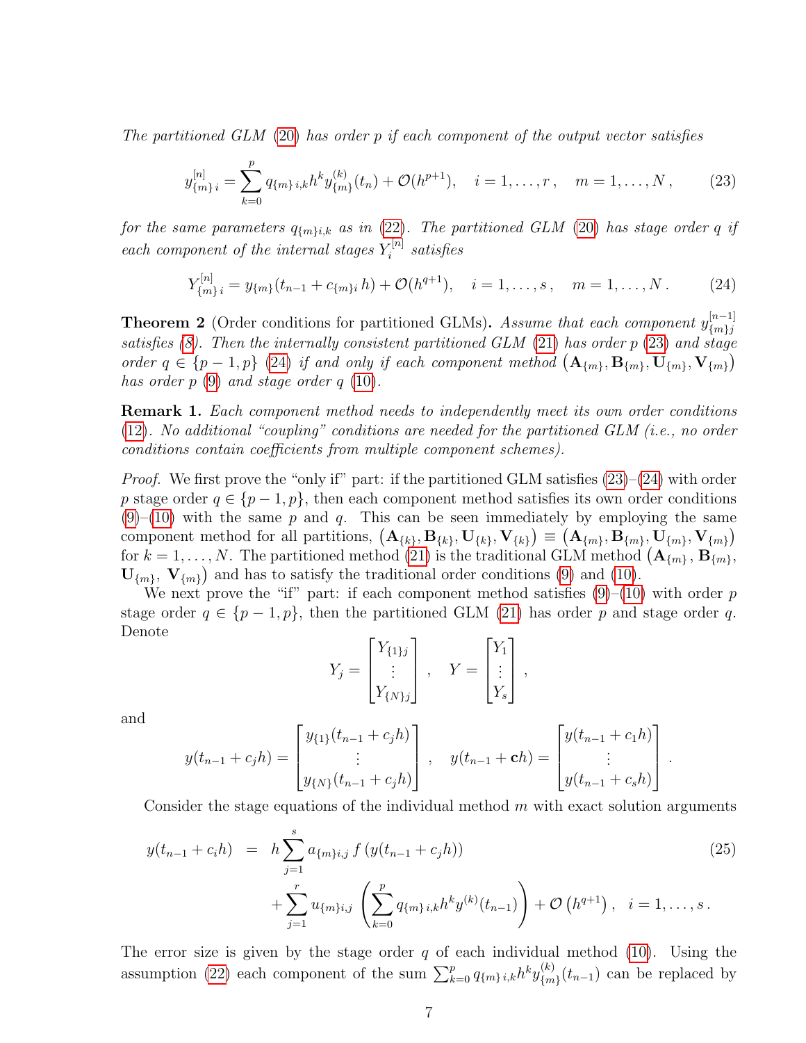*The partitioned GLM (20) has order $p$ if each component of the output vector satisfies*

$$y^{[n]}_{\{m\}\,i} = \sum_{k=0}^{p} q_{\{m\}\,i,k} h^k y^{(k)}_{\{m\}}(t_n) + \mathcal{O}(h^{p+1}), \quad i = 1, \ldots, r\,, \quad m = 1, \ldots, N\,, \tag{23}$$

*for the same parameters $q_{\{m\}i,k}$ as in (22). The partitioned GLM (20) has stage order $q$ if each component of the internal stages $Y^{[n]}_i$ satisfies*

$$Y^{[n]}_{\{m\}\,i} = y_{\{m\}}(t_{n-1} + c_{\{m\}i}\, h) + \mathcal{O}(h^{q+1}), \quad i = 1, \ldots, s\,, \quad m = 1, \ldots, N\,. \tag{24}$$

**Theorem 2** (Order conditions for partitioned GLMs)**.** *Assume that each component $y^{[n-1]}_{\{m\}j}$ satisfies (8). Then the internally consistent partitioned GLM (21) has order $p$ (23) and stage order $q \in \{p-1, p\}$ (24) if and only if each component method $\left(\mathbf{A}_{\{m\}}, \mathbf{B}_{\{m\}}, \mathbf{U}_{\{m\}}, \mathbf{V}_{\{m\}}\right)$ has order $p$ (9) and stage order $q$ (10).*

**Remark 1.** *Each component method needs to independently meet its own order conditions (12). No additional "coupling" conditions are needed for the partitioned GLM (i.e., no order conditions contain coefficients from multiple component schemes).*

*Proof.* We first prove the "only if" part: if the partitioned GLM satisfies (23)–(24) with order $p$ stage order $q \in \{p-1, p\}$, then each component method satisfies its own order conditions (9)–(10) with the same $p$ and $q$. This can be seen immediately by employing the same component method for all partitions, $\left(\mathbf{A}_{\{k\}}, \mathbf{B}_{\{k\}}, \mathbf{U}_{\{k\}}, \mathbf{V}_{\{k\}}\right) \equiv \left(\mathbf{A}_{\{m\}}, \mathbf{B}_{\{m\}}, \mathbf{U}_{\{m\}}, \mathbf{V}_{\{m\}}\right)$ for $k = 1, \ldots, N$. The partitioned method (21) is the traditional GLM method $\left(\mathbf{A}_{\{m\}}, \mathbf{B}_{\{m\}}, \mathbf{U}_{\{m\}}, \mathbf{V}_{\{m\}}\right)$ and has to satisfy the traditional order conditions (9) and (10).

We next prove the "if" part: if each component method satisfies (9)–(10) with order $p$ stage order $q \in \{p-1, p\}$, then the partitioned GLM (21) has order $p$ and stage order $q$. Denote

$$Y_j = \begin{bmatrix} Y_{\{1\}j} \\ \vdots \\ Y_{\{N\}j} \end{bmatrix}, \quad Y = \begin{bmatrix} Y_1 \\ \vdots \\ Y_s \end{bmatrix},$$

and

$$y(t_{n-1} + c_j h) = \begin{bmatrix} y_{\{1\}}(t_{n-1} + c_j h) \\ \vdots \\ y_{\{N\}}(t_{n-1} + c_j h) \end{bmatrix}, \quad y(t_{n-1} + \mathbf{c} h) = \begin{bmatrix} y(t_{n-1} + c_1 h) \\ \vdots \\ y(t_{n-1} + c_s h) \end{bmatrix}.$$

Consider the stage equations of the individual method $m$ with exact solution arguments

$$\begin{aligned} y(t_{n-1} + c_i h) \;&=\; h \sum_{j=1}^{s} a_{\{m\}i,j}\, f\left(y(t_{n-1} + c_j h)\right) \\ &\quad + \sum_{j=1}^{r} u_{\{m\}i,j} \left( \sum_{k=0}^{p} q_{\{m\}\,i,k} h^k y^{(k)}(t_{n-1}) \right) + \mathcal{O}\left(h^{q+1}\right), \quad i = 1, \ldots, s\,. \end{aligned} \tag{25}$$

The error size is given by the stage order $q$ of each individual method (10). Using the assumption (22) each component of the sum $\sum_{k=0}^{p} q_{\{m\}\,i,k} h^k y^{(k)}_{\{m\}}(t_{n-1})$ can be replaced by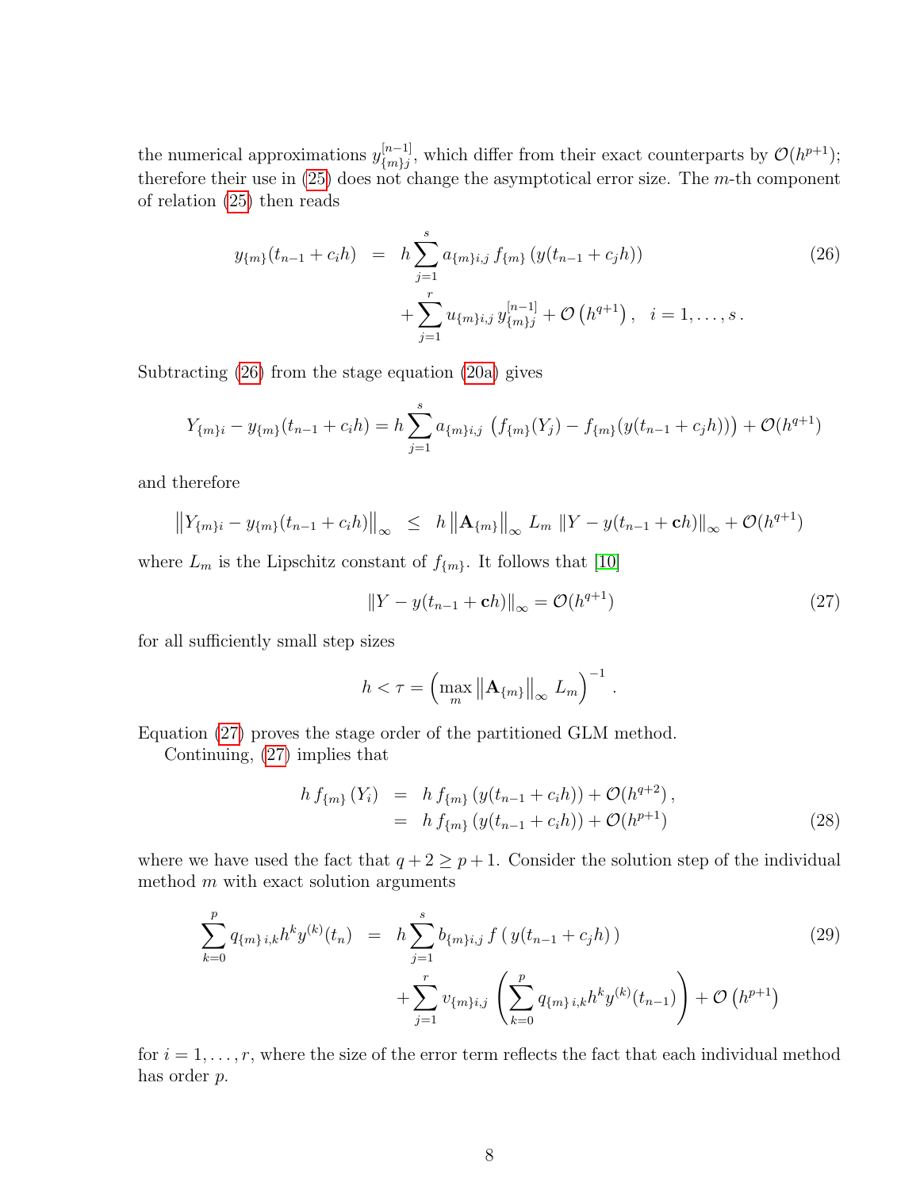the numerical approximations $y^{[n-1]}_{\{m\}j}$, which differ from their exact counterparts by $\mathcal{O}(h^{p+1})$; therefore their use in (25) does not change the asymptotical error size. The $m$-th component of relation (25) then reads

$$
\begin{aligned}
y_{\{m\}}(t_{n-1}+c_i h) &= h \sum_{j=1}^{s} a_{\{m\}i,j}\, f_{\{m\}}\left(y(t_{n-1}+c_j h)\right) \\
&\quad + \sum_{j=1}^{r} u_{\{m\}i,j}\, y^{[n-1]}_{\{m\}j} + \mathcal{O}\left(h^{q+1}\right), \quad i=1,\ldots,s\,.
\end{aligned}
\tag{26}
$$

Subtracting (26) from the stage equation (20a) gives

$$
Y_{\{m\}i} - y_{\{m\}}(t_{n-1}+c_i h) = h \sum_{j=1}^{s} a_{\{m\}i,j}\, \left(f_{\{m\}}(Y_j) - f_{\{m\}}(y(t_{n-1}+c_j h))\right) + \mathcal{O}(h^{q+1})
$$

and therefore

$$
\left\|Y_{\{m\}i} - y_{\{m\}}(t_{n-1}+c_i h)\right\|_\infty \;\leq\; h\left\|\mathbf{A}_{\{m\}}\right\|_\infty L_m\, \|Y - y(t_{n-1}+\mathbf{c}h)\|_\infty + \mathcal{O}(h^{q+1})
$$

where $L_m$ is the Lipschitz constant of $f_{\{m\}}$. It follows that [10]

$$
\|Y - y(t_{n-1}+\mathbf{c}h)\|_\infty = \mathcal{O}(h^{q+1})
\tag{27}
$$

for all sufficiently small step sizes

$$
h < \tau = \left(\max_m \left\|\mathbf{A}_{\{m\}}\right\|_\infty L_m\right)^{-1}.
$$

Equation (27) proves the stage order of the partitioned GLM method.

Continuing, (27) implies that

$$
\begin{aligned}
h\, f_{\{m\}}\left(Y_i\right) &= h\, f_{\{m\}}\left(y(t_{n-1}+c_i h)\right) + \mathcal{O}(h^{q+2})\,, \\
&= h\, f_{\{m\}}\left(y(t_{n-1}+c_i h)\right) + \mathcal{O}(h^{p+1})
\end{aligned}
\tag{28}
$$

where we have used the fact that $q+2 \geq p+1$. Consider the solution step of the individual method $m$ with exact solution arguments

$$
\begin{aligned}
\sum_{k=0}^{p} q_{\{m\}\,i,k} h^k y^{(k)}(t_n) &= h \sum_{j=1}^{s} b_{\{m\}i,j}\, f\left(\, y(t_{n-1}+c_j h)\,\right) \\
&\quad + \sum_{j=1}^{r} v_{\{m\}i,j} \left(\sum_{k=0}^{p} q_{\{m\}\,i,k} h^k y^{(k)}(t_{n-1})\right) + \mathcal{O}\left(h^{p+1}\right)
\end{aligned}
\tag{29}
$$

for $i=1,\ldots,r$, where the size of the error term reflects the fact that each individual method has order $p$.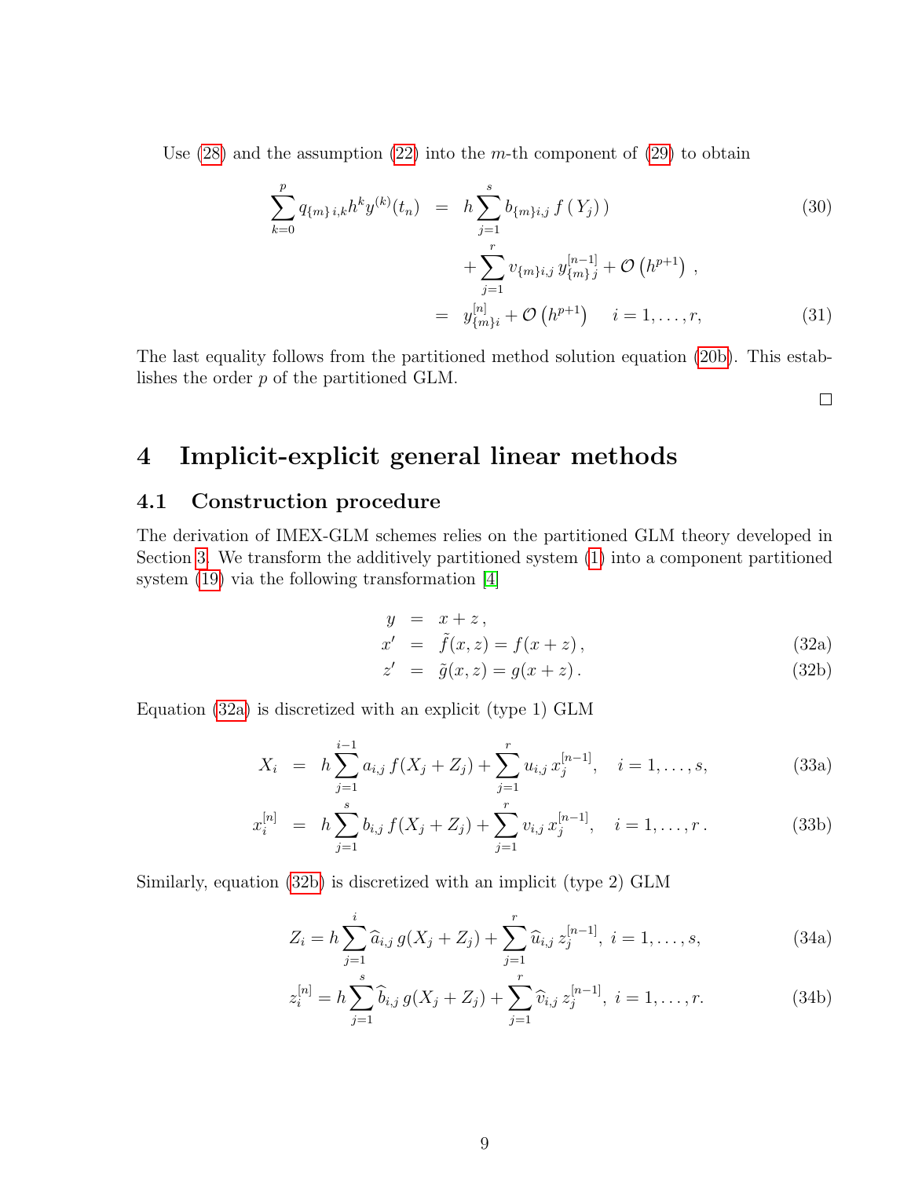Use (28) and the assumption (22) into the $m$-th component of (29) to obtain

$$
\begin{aligned}
\sum_{k=0}^{p} q_{\{m\}\,i,k} h^k y^{(k)}(t_n) &= h \sum_{j=1}^{s} b_{\{m\}i,j}\, f\left(\, Y_j\right)\,) \\
&\quad + \sum_{j=1}^{r} v_{\{m\}i,j}\, y_{\{m\}\,j}^{[n-1]} + \mathcal{O}\left(h^{p+1}\right)\,, \qquad (30)\\
&= y_{\{m\}i}^{[n]} + \mathcal{O}\left(h^{p+1}\right) \quad i = 1, \ldots, r, \qquad (31)
\end{aligned}
$$

The last equality follows from the partitioned method solution equation (20b). This establishes the order $p$ of the partitioned GLM.

□

# 4 Implicit-explicit general linear methods

## 4.1 Construction procedure

The derivation of IMEX-GLM schemes relies on the partitioned GLM theory developed in Section 3. We transform the additively partitioned system (1) into a component partitioned system (19) via the following transformation [4]

$$
\begin{aligned}
y &= x + z\,, \\
x' &= \tilde{f}(x, z) = f(x + z)\,, \qquad (32a)\\
z' &= \tilde{g}(x, z) = g(x + z)\,. \qquad (32b)
\end{aligned}
$$

Equation (32a) is discretized with an explicit (type 1) GLM

$$
X_i = h \sum_{j=1}^{i-1} a_{i,j}\, f(X_j + Z_j) + \sum_{j=1}^{r} u_{i,j}\, x_j^{[n-1]}, \quad i = 1, \ldots, s, \qquad (33a)
$$

$$
x_i^{[n]} = h \sum_{j=1}^{s} b_{i,j}\, f(X_j + Z_j) + \sum_{j=1}^{r} v_{i,j}\, x_j^{[n-1]}, \quad i = 1, \ldots, r\,. \qquad (33b)
$$

Similarly, equation (32b) is discretized with an implicit (type 2) GLM

$$
Z_i = h \sum_{j=1}^{i} \widehat{a}_{i,j}\, g(X_j + Z_j) + \sum_{j=1}^{r} \widehat{u}_{i,j}\, z_j^{[n-1]},\ i = 1, \ldots, s, \qquad (34a)
$$

$$
z_i^{[n]} = h \sum_{j=1}^{s} \widehat{b}_{i,j}\, g(X_j + Z_j) + \sum_{j=1}^{r} \widehat{v}_{i,j}\, z_j^{[n-1]},\ i = 1, \ldots, r. \qquad (34b)
$$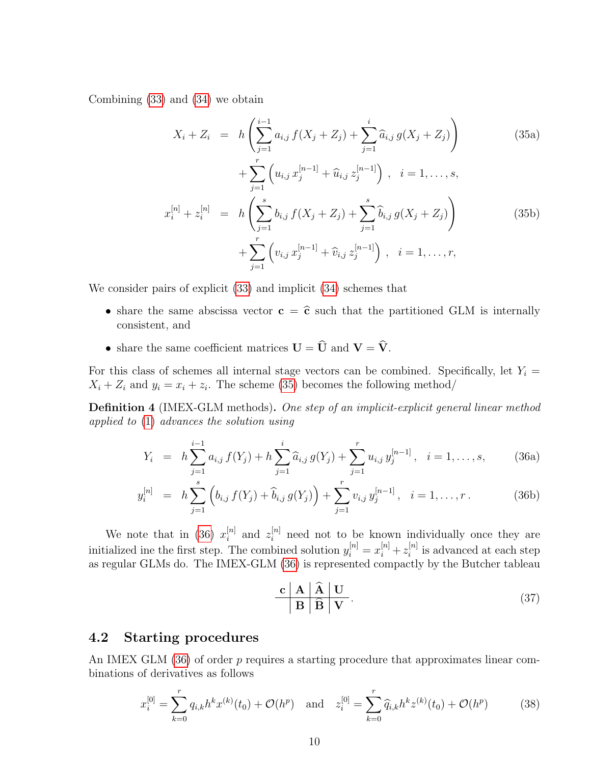Combining (33) and (34) we obtain

$$
\begin{aligned}
X_i + Z_i &= h\left(\sum_{j=1}^{i-1} a_{i,j}\, f(X_j+Z_j) + \sum_{j=1}^{i} \widehat{a}_{i,j}\, g(X_j+Z_j)\right) \\
&\quad + \sum_{j=1}^{r}\left(u_{i,j}\, x_j^{[n-1]} + \widehat{u}_{i,j}\, z_j^{[n-1]}\right), \quad i=1,\dots,s,
\end{aligned} \tag{35a}
$$

$$
\begin{aligned}
x_i^{[n]} + z_i^{[n]} &= h\left(\sum_{j=1}^{s} b_{i,j}\, f(X_j+Z_j) + \sum_{j=1}^{s} \widehat{b}_{i,j}\, g(X_j+Z_j)\right) \\
&\quad + \sum_{j=1}^{r}\left(v_{i,j}\, x_j^{[n-1]} + \widehat{v}_{i,j}\, z_j^{[n-1]}\right), \quad i=1,\dots,r,
\end{aligned} \tag{35b}
$$

We consider pairs of explicit (33) and implicit (34) schemes that

- share the same abscissa vector $\mathbf{c} = \widehat{\mathbf{c}}$ such that the partitioned GLM is internally consistent, and
- share the same coefficient matrices $\mathbf{U} = \widehat{\mathbf{U}}$ and $\mathbf{V} = \widehat{\mathbf{V}}$.

For this class of schemes all internal stage vectors can be combined. Specifically, let $Y_i = X_i + Z_i$ and $y_i = x_i + z_i$. The scheme (35) becomes the following method/

**Definition 4** (IMEX-GLM methods)**.** *One step of an implicit-explicit general linear method applied to* (1) *advances the solution using*

$$
Y_i = h\sum_{j=1}^{i-1} a_{i,j}\, f(Y_j) + h\sum_{j=1}^{i} \widehat{a}_{i,j}\, g(Y_j) + \sum_{j=1}^{r} u_{i,j}\, y_j^{[n-1]}, \quad i=1,\dots,s, \tag{36a}
$$

$$
y_i^{[n]} = h\sum_{j=1}^{s}\left(b_{i,j}\, f(Y_j) + \widehat{b}_{i,j}\, g(Y_j)\right) + \sum_{j=1}^{r} v_{i,j}\, y_j^{[n-1]}, \quad i=1,\dots,r. \tag{36b}
$$

We note that in (36) $x_i^{[n]}$ and $z_i^{[n]}$ need not to be known individually once they are initialized ine the first step. The combined solution $y_i^{[n]} = x_i^{[n]} + z_i^{[n]}$ is advanced at each step as regular GLMs do. The IMEX-GLM (36) is represented compactly by the Butcher tableau

$$
\begin{array}{c|c|c|c}
\mathbf{c} & \mathbf{A} & \widehat{\mathbf{A}} & \mathbf{U} \\
\hline
 & \mathbf{B} & \widehat{\mathbf{B}} & \mathbf{V}
\end{array}. \tag{37}
$$

## 4.2 Starting procedures

An IMEX GLM (36) of order $p$ requires a starting procedure that approximates linear combinations of derivatives as follows

$$
x_i^{[0]} = \sum_{k=0}^{r} q_{i,k} h^k x^{(k)}(t_0) + \mathcal{O}(h^p) \quad \text{and} \quad z_i^{[0]} = \sum_{k=0}^{r} \widehat{q}_{i,k} h^k z^{(k)}(t_0) + \mathcal{O}(h^p) \tag{38}
$$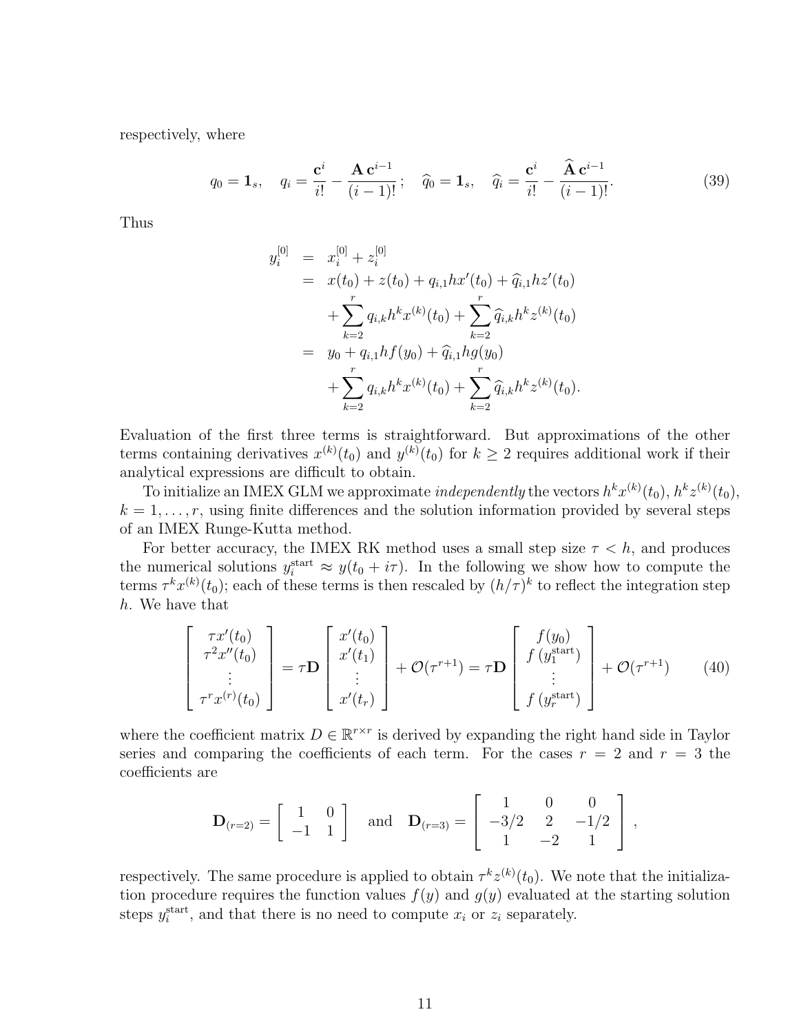respectively, where

$$
q_0 = \mathbf{1}_s, \quad q_i = \frac{\mathbf{c}^i}{i!} - \frac{\mathbf{A}\,\mathbf{c}^{i-1}}{(i-1)!}\,; \quad \widehat{q}_0 = \mathbf{1}_s, \quad \widehat{q}_i = \frac{\mathbf{c}^i}{i!} - \frac{\widehat{\mathbf{A}}\,\mathbf{c}^{i-1}}{(i-1)!}. \tag{39}
$$

Thus

$$
\begin{aligned}
y_i^{[0]} &= x_i^{[0]} + z_i^{[0]} \\
&= x(t_0) + z(t_0) + q_{i,1} h x'(t_0) + \widehat{q}_{i,1} h z'(t_0) \\
&\quad + \sum_{k=2}^{r} q_{i,k} h^k x^{(k)}(t_0) + \sum_{k=2}^{r} \widehat{q}_{i,k} h^k z^{(k)}(t_0) \\
&= y_0 + q_{i,1} h f(y_0) + \widehat{q}_{i,1} h g(y_0) \\
&\quad + \sum_{k=2}^{r} q_{i,k} h^k x^{(k)}(t_0) + \sum_{k=2}^{r} \widehat{q}_{i,k} h^k z^{(k)}(t_0).
\end{aligned}
$$

Evaluation of the first three terms is straightforward. But approximations of the other terms containing derivatives $x^{(k)}(t_0)$ and $y^{(k)}(t_0)$ for $k \geq 2$ requires additional work if their analytical expressions are difficult to obtain.

To initialize an IMEX GLM we approximate *independently* the vectors $h^k x^{(k)}(t_0)$, $h^k z^{(k)}(t_0)$, $k = 1, \ldots, r$, using finite differences and the solution information provided by several steps of an IMEX Runge-Kutta method.

For better accuracy, the IMEX RK method uses a small step size $\tau < h$, and produces the numerical solutions $y_i^{\text{start}} \approx y(t_0 + i\tau)$. In the following we show how to compute the terms $\tau^k x^{(k)}(t_0)$; each of these terms is then rescaled by $(h/\tau)^k$ to reflect the integration step $h$. We have that

$$
\begin{bmatrix} \tau x'(t_0) \\ \tau^2 x''(t_0) \\ \vdots \\ \tau^r x^{(r)}(t_0) \end{bmatrix} = \tau \mathbf{D} \begin{bmatrix} x'(t_0) \\ x'(t_1) \\ \vdots \\ x'(t_r) \end{bmatrix} + \mathcal{O}(\tau^{r+1}) = \tau \mathbf{D} \begin{bmatrix} f(y_0) \\ f\left(y_1^{\text{start}}\right) \\ \vdots \\ f\left(y_r^{\text{start}}\right) \end{bmatrix} + \mathcal{O}(\tau^{r+1}) \tag{40}
$$

where the coefficient matrix $D \in \mathbb{R}^{r \times r}$ is derived by expanding the right hand side in Taylor series and comparing the coefficients of each term. For the cases $r = 2$ and $r = 3$ the coefficients are

$$
\mathbf{D}_{(r=2)} = \begin{bmatrix} 1 & 0 \\ -1 & 1 \end{bmatrix} \quad \text{and} \quad \mathbf{D}_{(r=3)} = \begin{bmatrix} 1 & 0 & 0 \\ -3/2 & 2 & -1/2 \\ 1 & -2 & 1 \end{bmatrix},
$$

respectively. The same procedure is applied to obtain $\tau^k z^{(k)}(t_0)$. We note that the initialization procedure requires the function values $f(y)$ and $g(y)$ evaluated at the starting solution steps $y_i^{\text{start}}$, and that there is no need to compute $x_i$ or $z_i$ separately.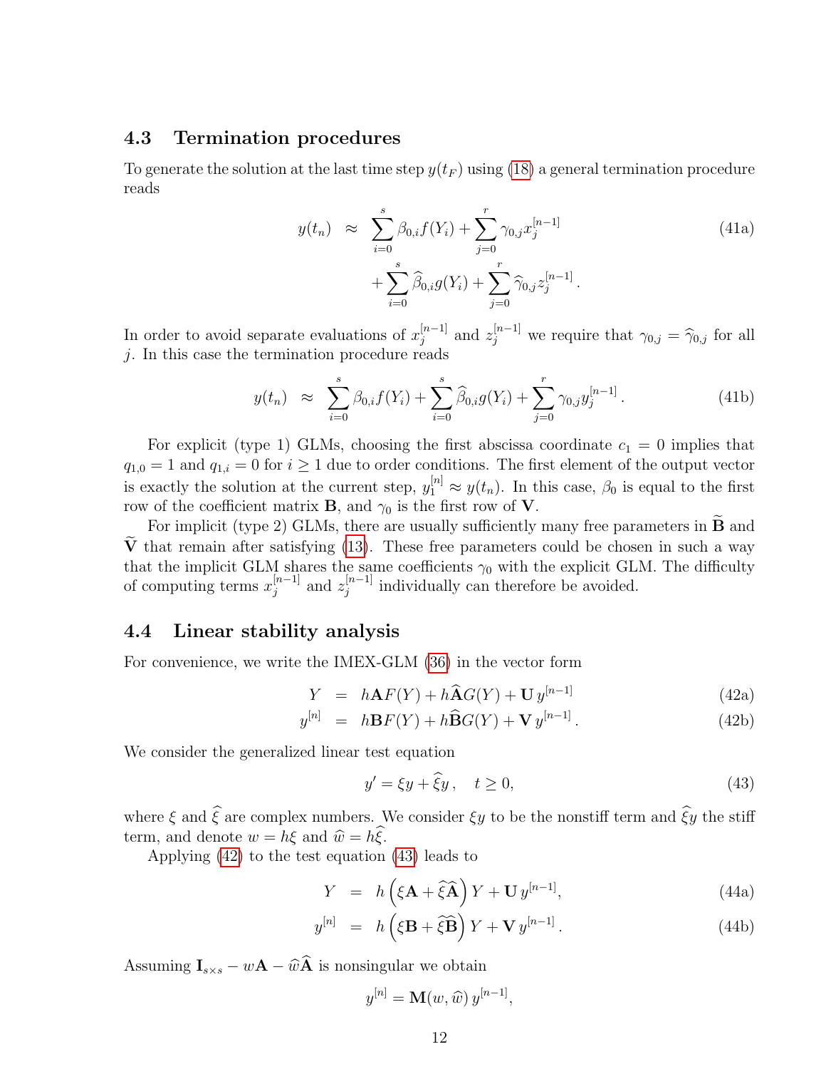### 4.3 Termination procedures

To generate the solution at the last time step $y(t_F)$ using (18) a general termination procedure reads

$$
\begin{aligned}
y(t_n) \;\approx\; & \sum_{i=0}^{s} \beta_{0,i} f(Y_i) + \sum_{j=0}^{r} \gamma_{0,j} x_j^{[n-1]} \\
& + \sum_{i=0}^{s} \widehat{\beta}_{0,i} g(Y_i) + \sum_{j=0}^{r} \widehat{\gamma}_{0,j} z_j^{[n-1]} .
\end{aligned} \tag{41a}
$$

In order to avoid separate evaluations of $x_j^{[n-1]}$ and $z_j^{[n-1]}$ we require that $\gamma_{0,j} = \widehat{\gamma}_{0,j}$ for all $j$. In this case the termination procedure reads

$$
y(t_n) \;\approx\; \sum_{i=0}^{s} \beta_{0,i} f(Y_i) + \sum_{i=0}^{s} \widehat{\beta}_{0,i} g(Y_i) + \sum_{j=0}^{r} \gamma_{0,j} y_j^{[n-1]} . \tag{41b}
$$

For explicit (type 1) GLMs, choosing the first abscissa coordinate $c_1 = 0$ implies that $q_{1,0} = 1$ and $q_{1,i} = 0$ for $i \geq 1$ due to order conditions. The first element of the output vector is exactly the solution at the current step, $y_1^{[n]} \approx y(t_n)$. In this case, $\beta_0$ is equal to the first row of the coefficient matrix $\mathbf{B}$, and $\gamma_0$ is the first row of $\mathbf{V}$.

For implicit (type 2) GLMs, there are usually sufficiently many free parameters in $\widetilde{\mathbf{B}}$ and $\widetilde{\mathbf{V}}$ that remain after satisfying (13). These free parameters could be chosen in such a way that the implicit GLM shares the same coefficients $\gamma_0$ with the explicit GLM. The difficulty of computing terms $x_j^{[n-1]}$ and $z_j^{[n-1]}$ individually can therefore be avoided.

### 4.4 Linear stability analysis

For convenience, we write the IMEX-GLM (36) in the vector form

$$
Y = h\mathbf{A}F(Y) + h\widehat{\mathbf{A}}G(Y) + \mathbf{U}\, y^{[n-1]} \tag{42a}
$$

$$
y^{[n]} = h\mathbf{B}F(Y) + h\widehat{\mathbf{B}}G(Y) + \mathbf{V}\, y^{[n-1]} . \tag{42b}
$$

We consider the generalized linear test equation

$$
y' = \xi y + \widehat{\xi} y \,, \quad t \geq 0, \tag{43}
$$

where $\xi$ and $\widehat{\xi}$ are complex numbers. We consider $\xi y$ to be the nonstiff term and $\widehat{\xi} y$ the stiff term, and denote $w = h\xi$ and $\widehat{w} = h\widehat{\xi}$.

Applying (42) to the test equation (43) leads to

$$
Y = h\left(\xi \mathbf{A} + \widehat{\xi}\widehat{\mathbf{A}}\right) Y + \mathbf{U}\, y^{[n-1]}, \tag{44a}
$$

$$
y^{[n]} = h\left(\xi \mathbf{B} + \widehat{\xi}\widehat{\mathbf{B}}\right) Y + \mathbf{V}\, y^{[n-1]} . \tag{44b}
$$

Assuming $\mathbf{I}_{s\times s} - w\mathbf{A} - \widehat{w}\widehat{\mathbf{A}}$ is nonsingular we obtain

$$
y^{[n]} = \mathbf{M}(w, \widehat{w})\, y^{[n-1]},
$$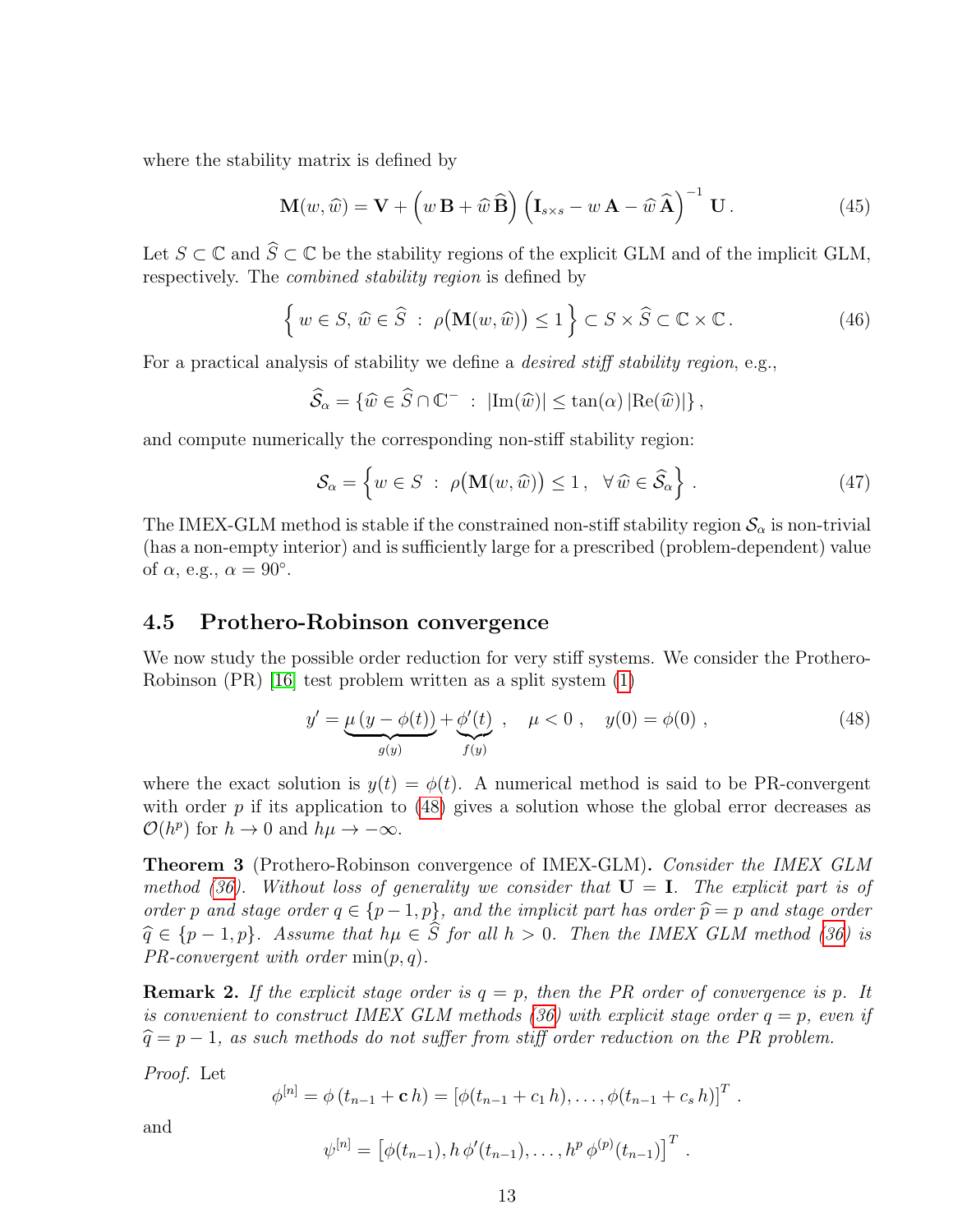where the stability matrix is defined by

$$\mathbf{M}(w, \widehat{w}) = \mathbf{V} + \left(w\,\mathbf{B} + \widehat{w}\,\widehat{\mathbf{B}}\right)\left(\mathbf{I}_{s\times s} - w\,\mathbf{A} - \widehat{w}\,\widehat{\mathbf{A}}\right)^{-1}\mathbf{U}\,. \tag{45}$$

Let $S \subset \mathbb{C}$ and $\widehat{S} \subset \mathbb{C}$ be the stability regions of the explicit GLM and of the implicit GLM, respectively. The *combined stability region* is defined by

$$\left\{\, w \in S,\, \widehat{w} \in \widehat{S} \;:\; \rho\big(\mathbf{M}(w, \widehat{w})\big) \le 1 \right\} \subset S \times \widehat{S} \subset \mathbb{C} \times \mathbb{C}\,. \tag{46}$$

For a practical analysis of stability we define a *desired stiff stability region*, e.g.,

$$\widehat{\mathcal{S}}_\alpha = \{\widehat{w} \in \widehat{S} \cap \mathbb{C}^- \;:\; |\mathrm{Im}(\widehat{w})| \le \tan(\alpha)\,|\mathrm{Re}(\widehat{w})|\}\,,$$

and compute numerically the corresponding non-stiff stability region:

$$\mathcal{S}_\alpha = \left\{ w \in S \;:\; \rho\big(\mathbf{M}(w, \widehat{w})\big) \le 1\,,\quad \forall\, \widehat{w} \in \widehat{\mathcal{S}}_\alpha \right\}\,. \tag{47}$$

The IMEX-GLM method is stable if the constrained non-stiff stability region $\mathcal{S}_\alpha$ is non-trivial (has a non-empty interior) and is sufficiently large for a prescribed (problem-dependent) value of $\alpha$, e.g., $\alpha = 90^\circ$.

### 4.5 Prothero-Robinson convergence

We now study the possible order reduction for very stiff systems. We consider the Prothero-Robinson (PR) [16] test problem written as a split system (1)

$$y' = \underbrace{\mu\,(y - \phi(t))}_{g(y)} + \underbrace{\phi'(t)}_{f(y)}\;,\quad \mu < 0\;,\quad y(0) = \phi(0)\;, \tag{48}$$

where the exact solution is $y(t) = \phi(t)$. A numerical method is said to be PR-convergent with order $p$ if its application to (48) gives a solution whose the global error decreases as $\mathcal{O}(h^p)$ for $h \to 0$ and $h\mu \to -\infty$.

**Theorem 3** (Prothero-Robinson convergence of IMEX-GLM)**.** *Consider the IMEX GLM method (36). Without loss of generality we consider that $\mathbf{U} = \mathbf{I}$. The explicit part is of order $p$ and stage order $q \in \{p-1, p\}$, and the implicit part has order $\widehat{p} = p$ and stage order $\widehat{q} \in \{p-1, p\}$. Assume that $h\mu \in \widehat{S}$ for all $h > 0$. Then the IMEX GLM method (36) is PR-convergent with order $\min(p, q)$.*

**Remark 2.** *If the explicit stage order is $q = p$, then the PR order of convergence is $p$. It is convenient to construct IMEX GLM methods (36) with explicit stage order $q = p$, even if $\widehat{q} = p - 1$, as such methods do not suffer from stiff order reduction on the PR problem.*

*Proof.* Let

$$\phi^{[n]} = \phi\left(t_{n-1} + \mathbf{c}\,h\right) = \left[\phi(t_{n-1} + c_1\,h), \ldots, \phi(t_{n-1} + c_s\,h)\right]^T\,.$$

and

$$\psi^{[n]} = \left[\phi(t_{n-1}), h\,\phi'(t_{n-1}), \ldots, h^p\,\phi^{(p)}(t_{n-1})\right]^T\,.$$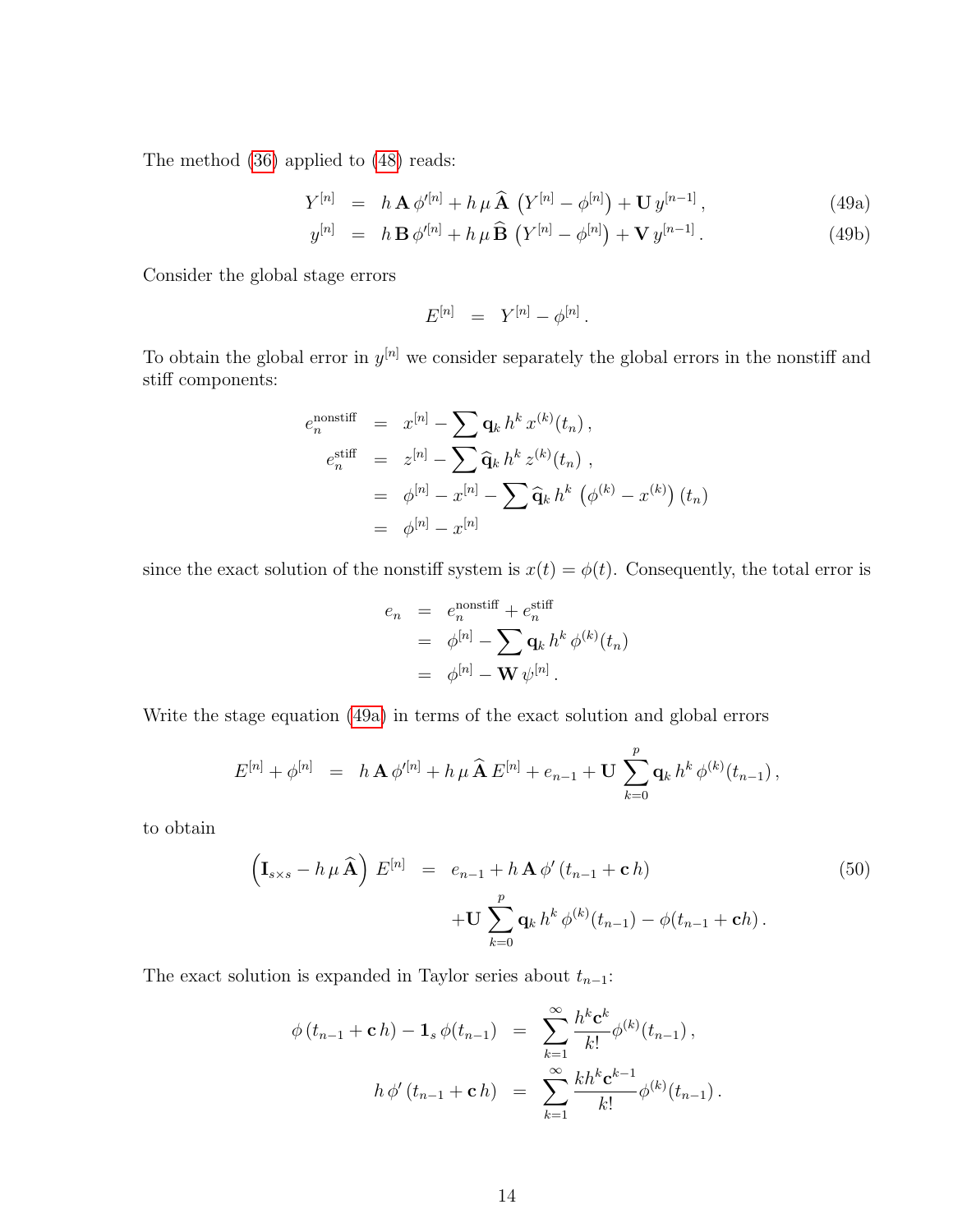The method (36) applied to (48) reads:

$$
\begin{aligned}
Y^{[n]} &= h\,\mathbf{A}\,\phi'^{[n]} + h\,\mu\,\widehat{\mathbf{A}}\,\left(Y^{[n]} - \phi^{[n]}\right) + \mathbf{U}\,y^{[n-1]}\,, && \text{(49a)}\\
y^{[n]} &= h\,\mathbf{B}\,\phi'^{[n]} + h\,\mu\,\widehat{\mathbf{B}}\,\left(Y^{[n]} - \phi^{[n]}\right) + \mathbf{V}\,y^{[n-1]}\,. && \text{(49b)}
\end{aligned}
$$

Consider the global stage errors

$$
E^{[n]} = Y^{[n]} - \phi^{[n]}\,.
$$

To obtain the global error in $y^{[n]}$ we consider separately the global errors in the nonstiff and stiff components:

$$
\begin{aligned}
e_n^{\rm nonstiff} &= x^{[n]} - \sum \mathbf{q}_k\,h^k\,x^{(k)}(t_n)\,,\\
e_n^{\rm stiff} &= z^{[n]} - \sum \widehat{\mathbf{q}}_k\,h^k\,z^{(k)}(t_n)\,,\\
&= \phi^{[n]} - x^{[n]} - \sum \widehat{\mathbf{q}}_k\,h^k\,\left(\phi^{(k)} - x^{(k)}\right)(t_n)\\
&= \phi^{[n]} - x^{[n]}
\end{aligned}
$$

since the exact solution of the nonstiff system is $x(t) = \phi(t)$. Consequently, the total error is

$$
\begin{aligned}
e_n &= e_n^{\rm nonstiff} + e_n^{\rm stiff}\\
&= \phi^{[n]} - \sum \mathbf{q}_k\,h^k\,\phi^{(k)}(t_n)\\
&= \phi^{[n]} - \mathbf{W}\,\psi^{[n]}\,.
\end{aligned}
$$

Write the stage equation (49a) in terms of the exact solution and global errors

$$
E^{[n]} + \phi^{[n]} = h\,\mathbf{A}\,\phi'^{[n]} + h\,\mu\,\widehat{\mathbf{A}}\,E^{[n]} + e_{n-1} + \mathbf{U}\,\sum_{k=0}^{p} \mathbf{q}_k\,h^k\,\phi^{(k)}(t_{n-1})\,,
$$

to obtain

$$
\begin{aligned}
\left(\mathbf{I}_{s\times s} - h\,\mu\,\widehat{\mathbf{A}}\right)\,E^{[n]} &= e_{n-1} + h\,\mathbf{A}\,\phi'\left(t_{n-1} + \mathbf{c}\,h\right) && \text{(50)}\\
&\quad + \mathbf{U}\,\sum_{k=0}^{p} \mathbf{q}_k\,h^k\,\phi^{(k)}(t_{n-1}) - \phi(t_{n-1} + \mathbf{c}h)\,.
\end{aligned}
$$

The exact solution is expanded in Taylor series about $t_{n-1}$:

$$
\begin{aligned}
\phi\left(t_{n-1} + \mathbf{c}\,h\right) - \mathbf{1}_s\,\phi(t_{n-1}) &= \sum_{k=1}^{\infty} \frac{h^k \mathbf{c}^k}{k!}\phi^{(k)}(t_{n-1})\,,\\
h\,\phi'\left(t_{n-1} + \mathbf{c}\,h\right) &= \sum_{k=1}^{\infty} \frac{k h^k \mathbf{c}^{k-1}}{k!}\phi^{(k)}(t_{n-1})\,.
\end{aligned}
$$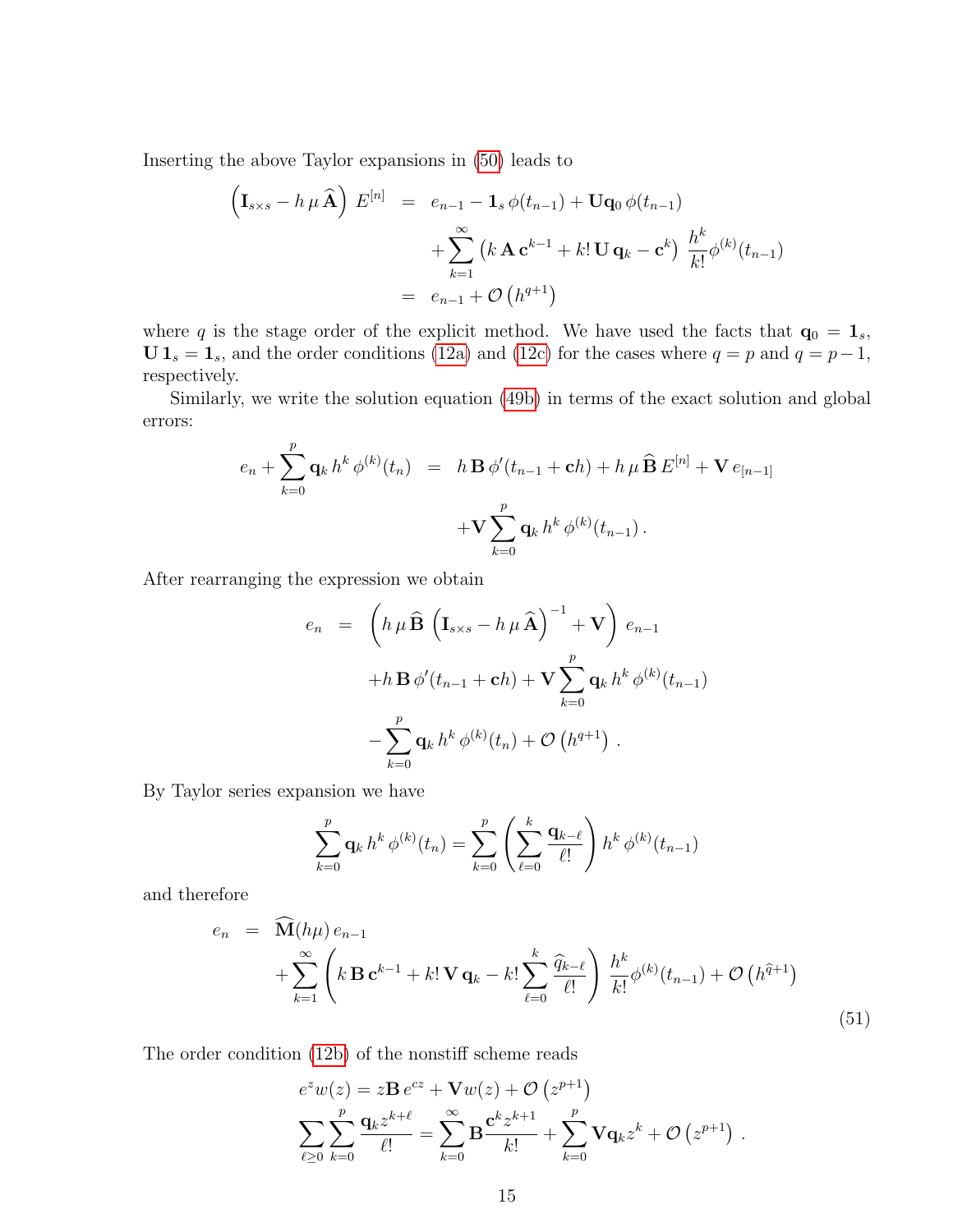Inserting the above Taylor expansions in (50) leads to

$$
\begin{aligned}
\left(\mathbf{I}_{s\times s} - h\,\mu\,\widehat{\mathbf{A}}\right)\,E^{[n]} &= e_{n-1} - \mathbf{1}_s\,\phi(t_{n-1}) + \mathbf{U}\mathbf{q}_0\,\phi(t_{n-1}) \\
&\quad + \sum_{k=1}^{\infty}\left(k\,\mathbf{A}\,\mathbf{c}^{k-1} + k!\,\mathbf{U}\,\mathbf{q}_k - \mathbf{c}^k\right)\,\frac{h^k}{k!}\phi^{(k)}(t_{n-1}) \\
&= e_{n-1} + \mathcal{O}\left(h^{q+1}\right)
\end{aligned}
$$

where $q$ is the stage order of the explicit method. We have used the facts that $\mathbf{q}_0 = \mathbf{1}_s$, $\mathbf{U}\,\mathbf{1}_s = \mathbf{1}_s$, and the order conditions (12a) and (12c) for the cases where $q = p$ and $q = p-1$, respectively.

Similarly, we write the solution equation (49b) in terms of the exact solution and global errors:

$$
\begin{aligned}
e_n + \sum_{k=0}^{p}\mathbf{q}_k\,h^k\,\phi^{(k)}(t_n) &= h\,\mathbf{B}\,\phi'(t_{n-1}+\mathbf{c}h) + h\,\mu\,\widehat{\mathbf{B}}\,E^{[n]} + \mathbf{V}\,e_{[n-1]} \\
&\quad + \mathbf{V}\sum_{k=0}^{p}\mathbf{q}_k\,h^k\,\phi^{(k)}(t_{n-1})\,.
\end{aligned}
$$

After rearranging the expression we obtain

$$
\begin{aligned}
e_n &= \left(h\,\mu\,\widehat{\mathbf{B}}\,\left(\mathbf{I}_{s\times s} - h\,\mu\,\widehat{\mathbf{A}}\right)^{-1} + \mathbf{V}\right)\,e_{n-1} \\
&\quad + h\,\mathbf{B}\,\phi'(t_{n-1}+\mathbf{c}h) + \mathbf{V}\sum_{k=0}^{p}\mathbf{q}_k\,h^k\,\phi^{(k)}(t_{n-1}) \\
&\quad - \sum_{k=0}^{p}\mathbf{q}_k\,h^k\,\phi^{(k)}(t_n) + \mathcal{O}\left(h^{q+1}\right)\,.
\end{aligned}
$$

By Taylor series expansion we have

$$
\sum_{k=0}^{p}\mathbf{q}_k\,h^k\,\phi^{(k)}(t_n) = \sum_{k=0}^{p}\left(\sum_{\ell=0}^{k}\frac{\mathbf{q}_{k-\ell}}{\ell!}\right)\,h^k\,\phi^{(k)}(t_{n-1})
$$

and therefore

$$
\begin{aligned}
e_n &= \widehat{\mathbf{M}}(h\mu)\,e_{n-1} \\
&\quad + \sum_{k=1}^{\infty}\left(k\,\mathbf{B}\,\mathbf{c}^{k-1} + k!\,\mathbf{V}\,\mathbf{q}_k - k!\sum_{\ell=0}^{k}\frac{\widehat{q}_{k-\ell}}{\ell!}\right)\,\frac{h^k}{k!}\phi^{(k)}(t_{n-1}) + \mathcal{O}\left(h^{\widehat{q}+1}\right)
\end{aligned}
\tag{51}
$$

The order condition (12b) of the nonstiff scheme reads

$$
\begin{aligned}
e^z w(z) &= z\mathbf{B}\,e^{cz} + \mathbf{V}\,w(z) + \mathcal{O}\left(z^{p+1}\right) \\
\sum_{\ell\geq 0}\sum_{k=0}^{p}\frac{\mathbf{q}_k z^{k+\ell}}{\ell!} &= \sum_{k=0}^{\infty}\mathbf{B}\frac{\mathbf{c}^k z^{k+1}}{k!} + \sum_{k=0}^{p}\mathbf{V}\mathbf{q}_k z^k + \mathcal{O}\left(z^{p+1}\right)\,.
\end{aligned}
$$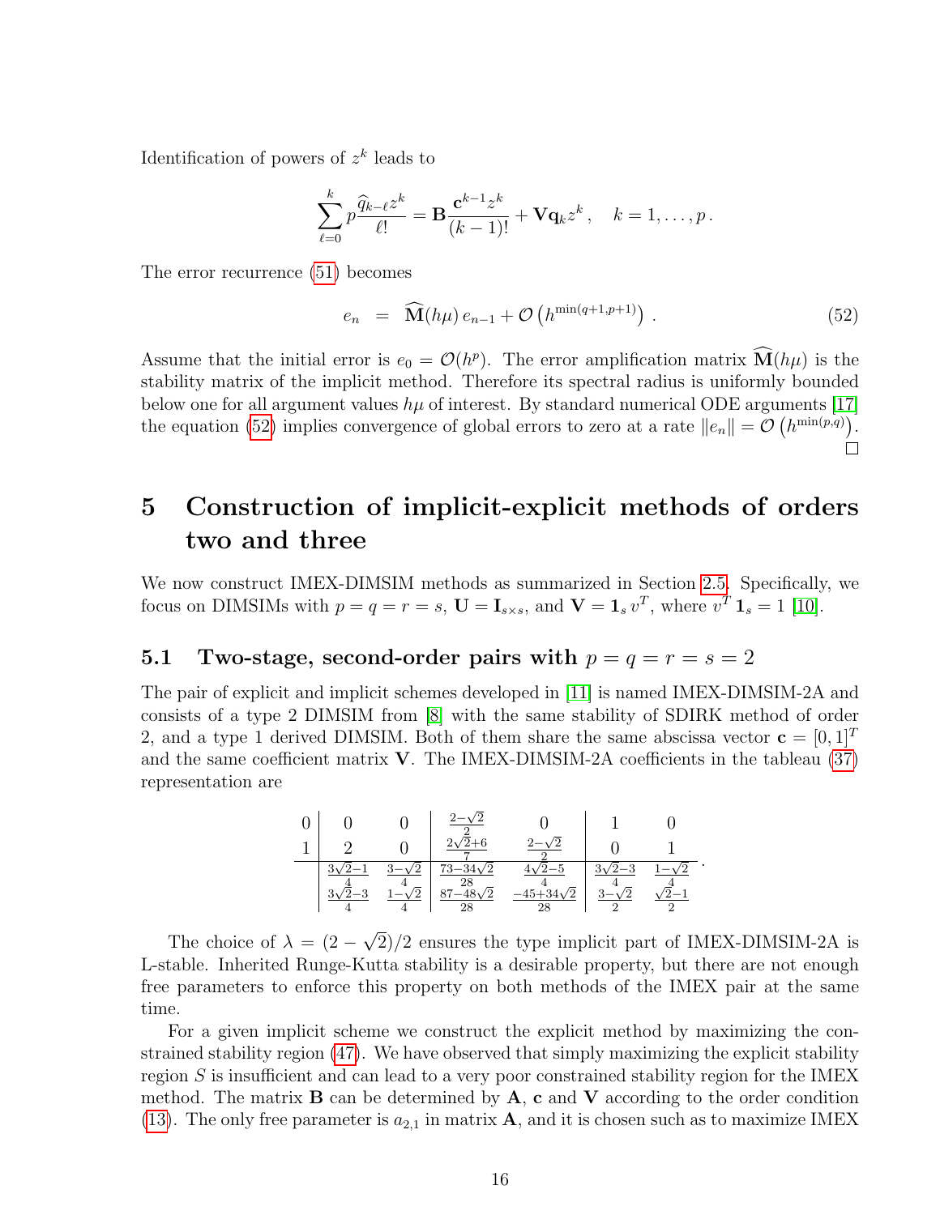Identification of powers of $z^k$ leads to

$$\sum_{\ell=0}^{k} p\frac{\widehat{q}_{k-\ell} z^k}{\ell!} = \mathbf{B}\frac{\mathbf{c}^{k-1} z^k}{(k-1)!} + \mathbf{V}\mathbf{q}_k z^k\,, \quad k = 1,\ldots,p\,.$$

The error recurrence (51) becomes

$$e_n \;=\; \widehat{\mathbf{M}}(h\mu)\, e_{n-1} + \mathcal{O}\left(h^{\min(q+1,p+1)}\right)\,. \tag{52}$$

Assume that the initial error is $e_0 = \mathcal{O}(h^p)$. The error amplification matrix $\widehat{\mathbf{M}}(h\mu)$ is the stability matrix of the implicit method. Therefore its spectral radius is uniformly bounded below one for all argument values $h\mu$ of interest. By standard numerical ODE arguments [17] the equation (52) implies convergence of global errors to zero at a rate $\|e_n\| = \mathcal{O}\left(h^{\min(p,q)}\right)$. □

# 5 Construction of implicit-explicit methods of orders two and three

We now construct IMEX-DIMSIM methods as summarized in Section 2.5. Specifically, we focus on DIMSIMs with $p = q = r = s$, $\mathbf{U} = \mathbf{I}_{s\times s}$, and $\mathbf{V} = \mathbf{1}_s\, v^T$, where $v^T\, \mathbf{1}_s = 1$ [10].

## 5.1 Two-stage, second-order pairs with $p = q = r = s = 2$

The pair of explicit and implicit schemes developed in [11] is named IMEX-DIMSIM-2A and consists of a type 2 DIMSIM from [8] with the same stability of SDIRK method of order 2, and a type 1 derived DIMSIM. Both of them share the same abscissa vector $\mathbf{c} = [0, 1]^T$ and the same coefficient matrix $\mathbf{V}$. The IMEX-DIMSIM-2A coefficients in the tableau (37) representation are

$$\begin{array}{c|cc|cc|cc}
0 & 0 & 0 & \frac{2-\sqrt{2}}{2} & 0 & 1 & 0 \\
1 & 2 & 0 & \frac{2\sqrt{2}+6}{7} & \frac{2-\sqrt{2}}{2} & 0 & 1 \\
\hline
 & \frac{3\sqrt{2}-1}{4} & \frac{3-\sqrt{2}}{4} & \frac{73-34\sqrt{2}}{28} & \frac{4\sqrt{2}-5}{4} & \frac{3\sqrt{2}-3}{4} & \frac{1-\sqrt{2}}{4} \\
 & \frac{3\sqrt{2}-3}{4} & \frac{1-\sqrt{2}}{4} & \frac{87-48\sqrt{2}}{28} & \frac{-45+34\sqrt{2}}{28} & \frac{3-\sqrt{2}}{2} & \frac{\sqrt{2}-1}{2}
\end{array}\,.$$

The choice of $\lambda = (2-\sqrt{2})/2$ ensures the type implicit part of IMEX-DIMSIM-2A is L-stable. Inherited Runge-Kutta stability is a desirable property, but there are not enough free parameters to enforce this property on both methods of the IMEX pair at the same time.

For a given implicit scheme we construct the explicit method by maximizing the constrained stability region (47). We have observed that simply maximizing the explicit stability region $S$ is insufficient and can lead to a very poor constrained stability region for the IMEX method. The matrix $\mathbf{B}$ can be determined by $\mathbf{A}$, $\mathbf{c}$ and $\mathbf{V}$ according to the order condition (13). The only free parameter is $a_{2,1}$ in matrix $\mathbf{A}$, and it is chosen such as to maximize IMEX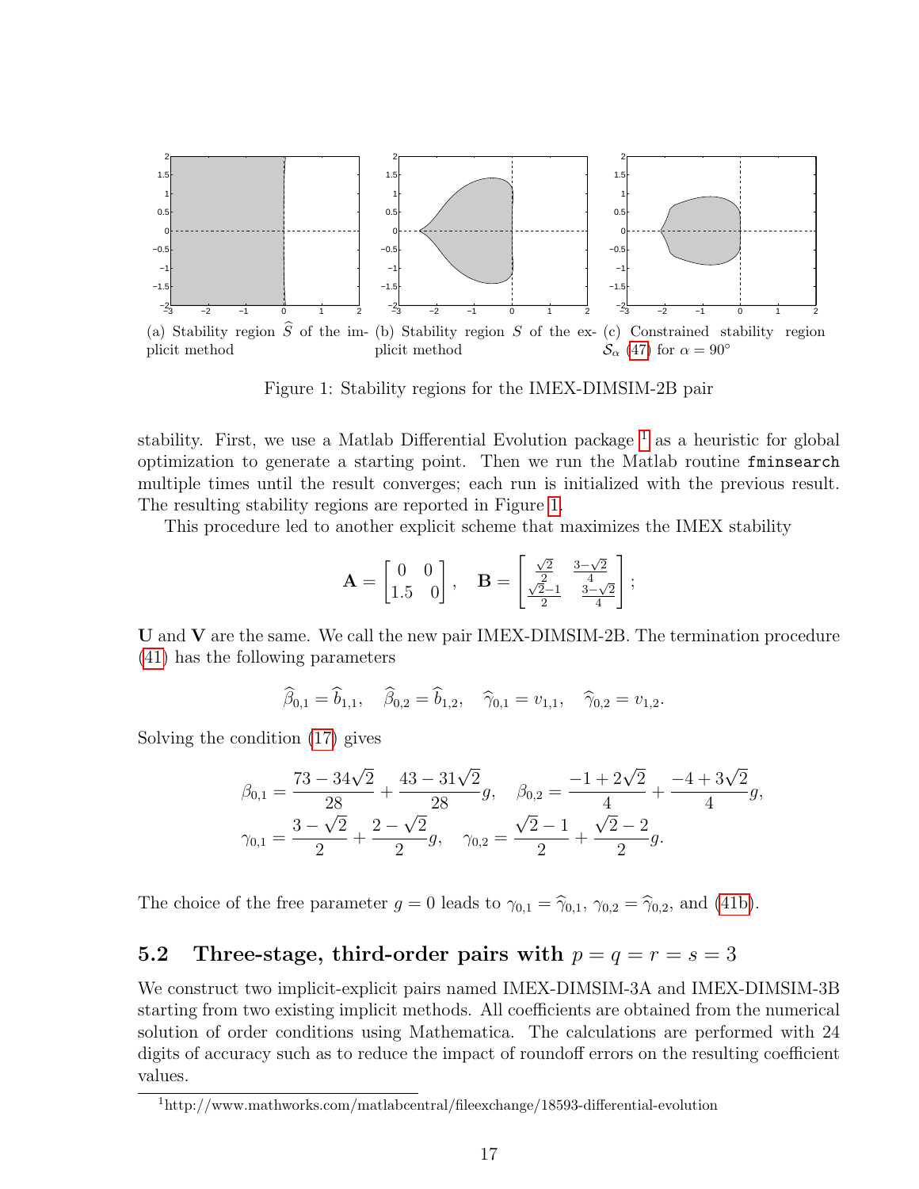(a) Stability region $\widehat{S}$ of the implicit method (b) Stability region $S$ of the explicit method (c) Constrained stability region $\mathcal{S}_\alpha$ (47) for $\alpha = 90°$

Figure 1: Stability regions for the IMEX-DIMSIM-2B pair

stability. First, we use a Matlab Differential Evolution package [1] as a heuristic for global optimization to generate a starting point. Then we run the Matlab routine `fminsearch` multiple times until the result converges; each run is initialized with the previous result. The resulting stability regions are reported in Figure 1.

This procedure led to another explicit scheme that maximizes the IMEX stability

$$\mathbf{A} = \begin{bmatrix} 0 & 0 \\ 1.5 & 0 \end{bmatrix}, \quad \mathbf{B} = \begin{bmatrix} \frac{\sqrt{2}}{2} & \frac{3-\sqrt{2}}{4} \\ \frac{\sqrt{2}-1}{2} & \frac{3-\sqrt{2}}{4} \end{bmatrix};$$

$\mathbf{U}$ and $\mathbf{V}$ are the same. We call the new pair IMEX-DIMSIM-2B. The termination procedure (41) has the following parameters

$$\widehat{\beta}_{0,1} = \widehat{b}_{1,1}, \quad \widehat{\beta}_{0,2} = \widehat{b}_{1,2}, \quad \widehat{\gamma}_{0,1} = v_{1,1}, \quad \widehat{\gamma}_{0,2} = v_{1,2}.$$

Solving the condition (17) gives

$$\beta_{0,1} = \frac{73-34\sqrt{2}}{28} + \frac{43-31\sqrt{2}}{28}g, \quad \beta_{0,2} = \frac{-1+2\sqrt{2}}{4} + \frac{-4+3\sqrt{2}}{4}g,$$
$$\gamma_{0,1} = \frac{3-\sqrt{2}}{2} + \frac{2-\sqrt{2}}{2}g, \quad \gamma_{0,2} = \frac{\sqrt{2}-1}{2} + \frac{\sqrt{2}-2}{2}g.$$

The choice of the free parameter $g = 0$ leads to $\gamma_{0,1} = \widehat{\gamma}_{0,1}$, $\gamma_{0,2} = \widehat{\gamma}_{0,2}$, and (41b).

## 5.2 Three-stage, third-order pairs with $p = q = r = s = 3$

We construct two implicit-explicit pairs named IMEX-DIMSIM-3A and IMEX-DIMSIM-3B starting from two existing implicit methods. All coefficients are obtained from the numerical solution of order conditions using Mathematica. The calculations are performed with 24 digits of accuracy such as to reduce the impact of roundoff errors on the resulting coefficient values.

[1] http://www.mathworks.com/matlabcentral/fileexchange/18593-differential-evolution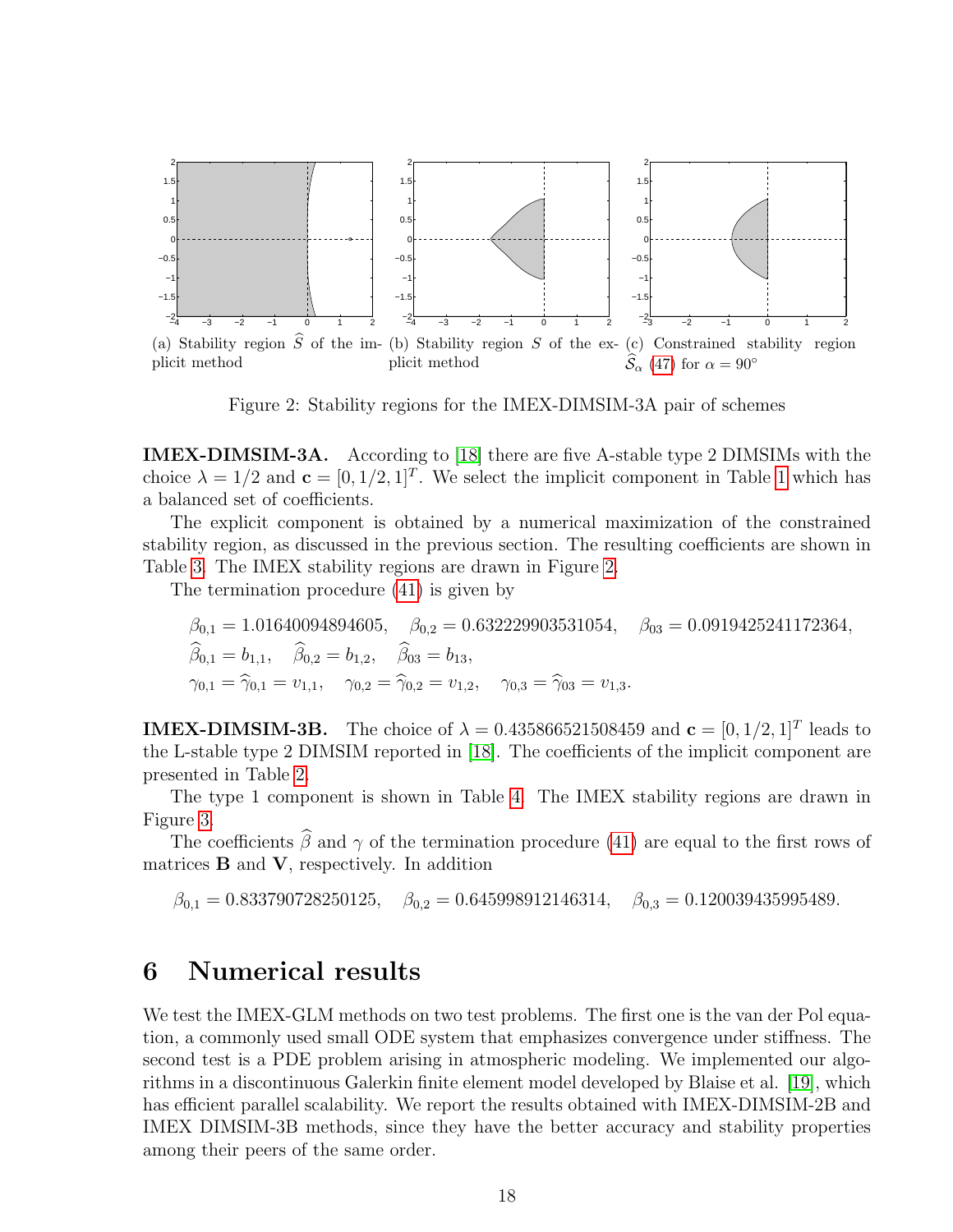(a) Stability region $\widehat{S}$ of the implicit method (b) Stability region $S$ of the explicit method (c) Constrained stability region $\widehat{\mathcal{S}}_\alpha$ (47) for $\alpha = 90^\circ$

Figure 2: Stability regions for the IMEX-DIMSIM-3A pair of schemes

**IMEX-DIMSIM-3A.** According to [18] there are five A-stable type 2 DIMSIMs with the choice $\lambda = 1/2$ and $\mathbf{c} = [0, 1/2, 1]^T$. We select the implicit component in Table 1 which has a balanced set of coefficients.

The explicit component is obtained by a numerical maximization of the constrained stability region, as discussed in the previous section. The resulting coefficients are shown in Table 3. The IMEX stability regions are drawn in Figure 2.

The termination procedure (41) is given by

$$
\begin{aligned}
&\beta_{0,1} = 1.01640094894605, \quad \beta_{0,2} = 0.632229903531054, \quad \beta_{03} = 0.0919425241172364,\\
&\widehat{\beta}_{0,1} = b_{1,1}, \quad \widehat{\beta}_{0,2} = b_{1,2}, \quad \widehat{\beta}_{03} = b_{13},\\
&\gamma_{0,1} = \widehat{\gamma}_{0,1} = v_{1,1}, \quad \gamma_{0,2} = \widehat{\gamma}_{0,2} = v_{1,2}, \quad \gamma_{0,3} = \widehat{\gamma}_{03} = v_{1,3}.
\end{aligned}
$$

**IMEX-DIMSIM-3B.** The choice of $\lambda = 0.435866521508459$ and $\mathbf{c} = [0, 1/2, 1]^T$ leads to the L-stable type 2 DIMSIM reported in [18]. The coefficients of the implicit component are presented in Table 2.

The type 1 component is shown in Table 4. The IMEX stability regions are drawn in Figure 3.

The coefficients $\widehat{\beta}$ and $\gamma$ of the termination procedure (41) are equal to the first rows of matrices $\mathbf{B}$ and $\mathbf{V}$, respectively. In addition

$$
\beta_{0,1} = 0.833790728250125, \quad \beta_{0,2} = 0.645998912146314, \quad \beta_{0,3} = 0.120039435995489.
$$

# 6 Numerical results

We test the IMEX-GLM methods on two test problems. The first one is the van der Pol equation, a commonly used small ODE system that emphasizes convergence under stiffness. The second test is a PDE problem arising in atmospheric modeling. We implemented our algorithms in a discontinuous Galerkin finite element model developed by Blaise et al. [19], which has efficient parallel scalability. We report the results obtained with IMEX-DIMSIM-2B and IMEX DIMSIM-3B methods, since they have the better accuracy and stability properties among their peers of the same order.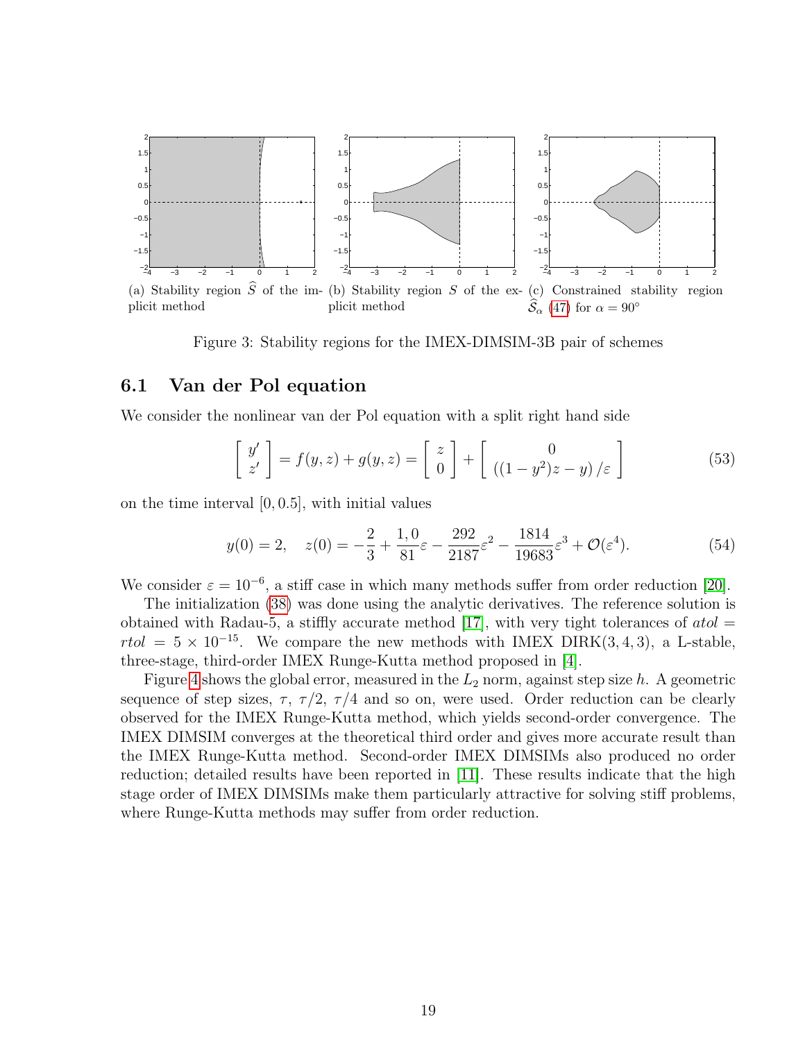(a) Stability region $\widehat{S}$ of the implicit method (b) Stability region $S$ of the explicit method (c) Constrained stability region $\widehat{\mathcal{S}}_\alpha$ (47) for $\alpha = 90^\circ$

Figure 3: Stability regions for the IMEX-DIMSIM-3B pair of schemes

## 6.1 Van der Pol equation

We consider the nonlinear van der Pol equation with a split right hand side

$$\begin{bmatrix} y' \\ z' \end{bmatrix} = f(y,z) + g(y,z) = \begin{bmatrix} z \\ 0 \end{bmatrix} + \begin{bmatrix} 0 \\ \left((1-y^2)z - y\right)/\varepsilon \end{bmatrix} \tag{53}$$

on the time interval $[0, 0.5]$, with initial values

$$y(0) = 2, \quad z(0) = -\frac{2}{3} + \frac{1,0}{81}\varepsilon - \frac{292}{2187}\varepsilon^2 - \frac{1814}{19683}\varepsilon^3 + \mathcal{O}(\varepsilon^4). \tag{54}$$

We consider $\varepsilon = 10^{-6}$, a stiff case in which many methods suffer from order reduction [20].

The initialization (38) was done using the analytic derivatives. The reference solution is obtained with Radau-5, a stiffly accurate method [17], with very tight tolerances of $atol = rtol = 5 \times 10^{-15}$. We compare the new methods with IMEX DIRK(3, 4, 3), a L-stable, three-stage, third-order IMEX Runge-Kutta method proposed in [4].

Figure 4 shows the global error, measured in the $L_2$ norm, against step size $h$. A geometric sequence of step sizes, $\tau$, $\tau/2$, $\tau/4$ and so on, were used. Order reduction can be clearly observed for the IMEX Runge-Kutta method, which yields second-order convergence. The IMEX DIMSIM converges at the theoretical third order and gives more accurate result than the IMEX Runge-Kutta method. Second-order IMEX DIMSIMs also produced no order reduction; detailed results have been reported in [11]. These results indicate that the high stage order of IMEX DIMSIMs make them particularly attractive for solving stiff problems, where Runge-Kutta methods may suffer from order reduction.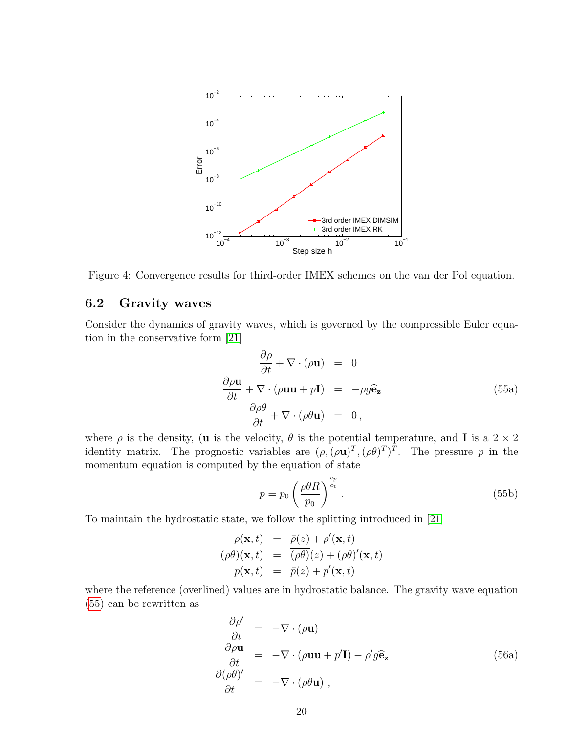Figure 4: Convergence results for third-order IMEX schemes on the van der Pol equation.

### 6.2 Gravity waves

Consider the dynamics of gravity waves, which is governed by the compressible Euler equation in the conservative form [21]

$$
\begin{aligned}
\frac{\partial \rho}{\partial t} + \nabla \cdot (\rho \mathbf{u}) &= 0 \\
\frac{\partial \rho \mathbf{u}}{\partial t} + \nabla \cdot (\rho \mathbf{u}\mathbf{u} + p\mathbf{I}) &= -\rho g \widehat{\mathbf{e}}_{\mathbf{z}} \\
\frac{\partial \rho \theta}{\partial t} + \nabla \cdot (\rho \theta \mathbf{u}) &= 0\,,
\end{aligned}
\tag{55a}
$$

where $\rho$ is the density, ($\mathbf{u}$ is the velocity, $\theta$ is the potential temperature, and $\mathbf{I}$ is a $2 \times 2$ identity matrix. The prognostic variables are $(\rho, (\rho\mathbf{u})^T, (\rho\theta)^T)^T$. The pressure $p$ in the momentum equation is computed by the equation of state

$$
p = p_0 \left( \frac{\rho \theta R}{p_0} \right)^{\frac{c_p}{c_v}} . \tag{55b}
$$

To maintain the hydrostatic state, we follow the splitting introduced in [21]

$$
\begin{aligned}
\rho(\mathbf{x}, t) &= \bar{\rho}(z) + \rho'(\mathbf{x}, t) \\
(\rho\theta)(\mathbf{x}, t) &= \overline{(\rho\theta)}(z) + (\rho\theta)'(\mathbf{x}, t) \\
p(\mathbf{x}, t) &= \bar{p}(z) + p'(\mathbf{x}, t)
\end{aligned}
$$

where the reference (overlined) values are in hydrostatic balance. The gravity wave equation (55) can be rewritten as

$$
\begin{aligned}
\frac{\partial \rho'}{\partial t} &= -\nabla \cdot (\rho \mathbf{u}) \\
\frac{\partial \rho \mathbf{u}}{\partial t} &= -\nabla \cdot (\rho \mathbf{u}\mathbf{u} + p'\mathbf{I}) - \rho' g \widehat{\mathbf{e}}_{\mathbf{z}} \\
\frac{\partial (\rho\theta)'}{\partial t} &= -\nabla \cdot (\rho \theta \mathbf{u})\ ,
\end{aligned}
\tag{56a}
$$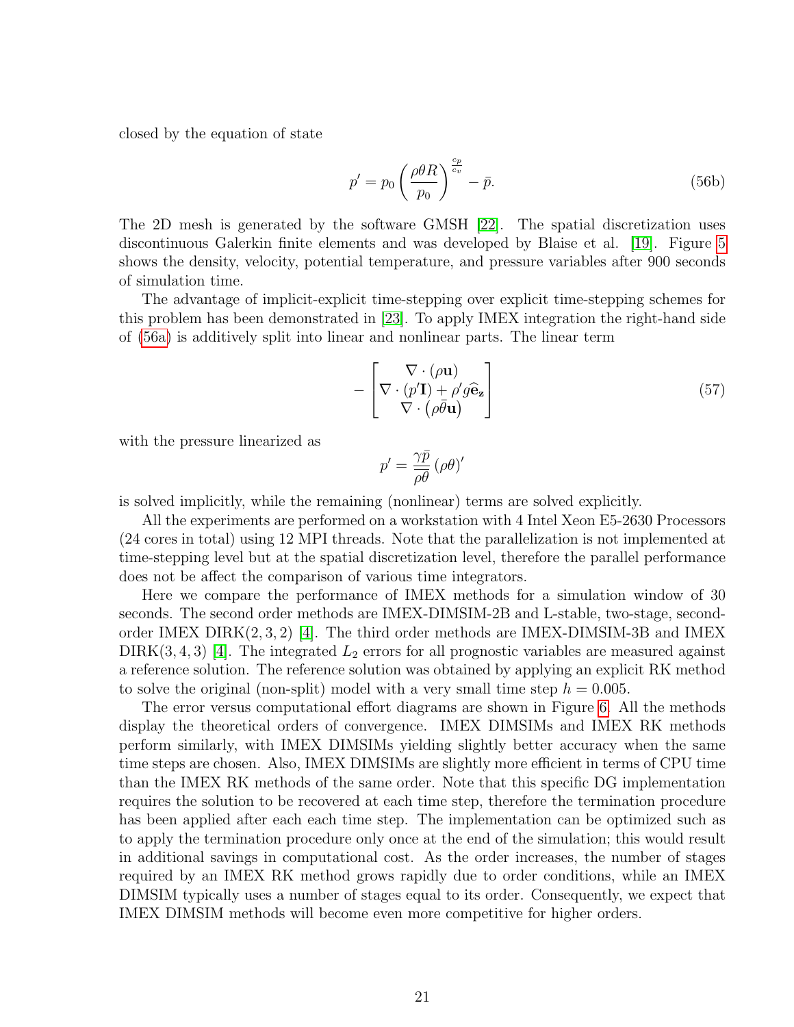closed by the equation of state

$$
p' = p_0 \left( \frac{\rho \theta R}{p_0} \right)^{\frac{c_p}{c_v}} - \bar{p}. \tag{56b}
$$

The 2D mesh is generated by the software GMSH [22]. The spatial discretization uses discontinuous Galerkin finite elements and was developed by Blaise et al. [19]. Figure 5 shows the density, velocity, potential temperature, and pressure variables after 900 seconds of simulation time.

The advantage of implicit-explicit time-stepping over explicit time-stepping schemes for this problem has been demonstrated in [23]. To apply IMEX integration the right-hand side of (56a) is additively split into linear and nonlinear parts. The linear term

$$
- \begin{bmatrix} \nabla \cdot (\rho \mathbf{u}) \\ \nabla \cdot (p' \mathbf{I}) + \rho' g \widehat{\mathbf{e}}_{\mathbf{z}} \\ \nabla \cdot \left( \rho \bar{\theta} \mathbf{u} \right) \end{bmatrix} \tag{57}
$$

with the pressure linearized as

$$
p' = \frac{\gamma \bar{p}}{\overline{\rho \theta}} \, (\rho \theta)'
$$

is solved implicitly, while the remaining (nonlinear) terms are solved explicitly.

All the experiments are performed on a workstation with 4 Intel Xeon E5-2630 Processors (24 cores in total) using 12 MPI threads. Note that the parallelization is not implemented at time-stepping level but at the spatial discretization level, therefore the parallel performance does not be affect the comparison of various time integrators.

Here we compare the performance of IMEX methods for a simulation window of 30 seconds. The second order methods are IMEX-DIMSIM-2B and L-stable, two-stage, second-order IMEX DIRK$(2,3,2)$ [4]. The third order methods are IMEX-DIMSIM-3B and IMEX DIRK$(3,4,3)$ [4]. The integrated $L_2$ errors for all prognostic variables are measured against a reference solution. The reference solution was obtained by applying an explicit RK method to solve the original (non-split) model with a very small time step $h = 0.005$.

The error versus computational effort diagrams are shown in Figure 6. All the methods display the theoretical orders of convergence. IMEX DIMSIMs and IMEX RK methods perform similarly, with IMEX DIMSIMs yielding slightly better accuracy when the same time steps are chosen. Also, IMEX DIMSIMs are slightly more efficient in terms of CPU time than the IMEX RK methods of the same order. Note that this specific DG implementation requires the solution to be recovered at each time step, therefore the termination procedure has been applied after each each time step. The implementation can be optimized such as to apply the termination procedure only once at the end of the simulation; this would result in additional savings in computational cost. As the order increases, the number of stages required by an IMEX RK method grows rapidly due to order conditions, while an IMEX DIMSIM typically uses a number of stages equal to its order. Consequently, we expect that IMEX DIMSIM methods will become even more competitive for higher orders.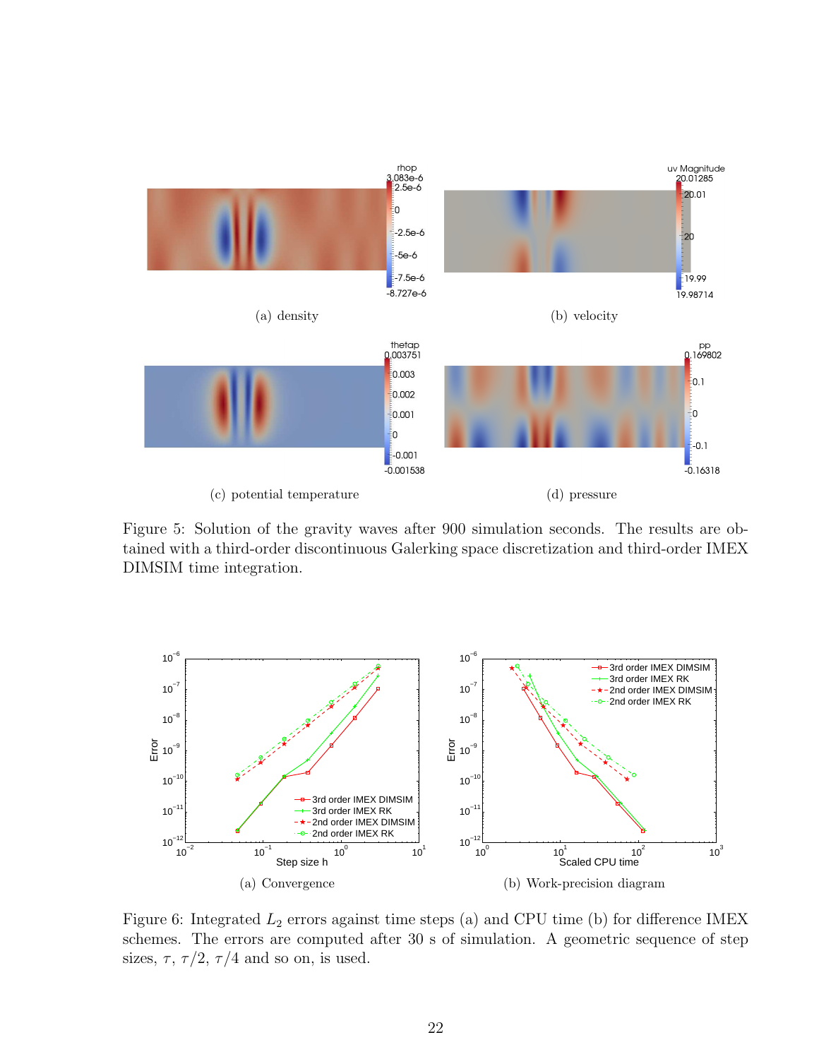(a) density

(b) velocity

(c) potential temperature

(d) pressure

Figure 5: Solution of the gravity waves after 900 simulation seconds. The results are obtained with a third-order discontinuous Galerking space discretization and third-order IMEX DIMSIM time integration.

(a) Convergence

(b) Work-precision diagram

Figure 6: Integrated $L_2$ errors against time steps (a) and CPU time (b) for difference IMEX schemes. The errors are computed after 30 s of simulation. A geometric sequence of step sizes, $\tau$, $\tau/2$, $\tau/4$ and so on, is used.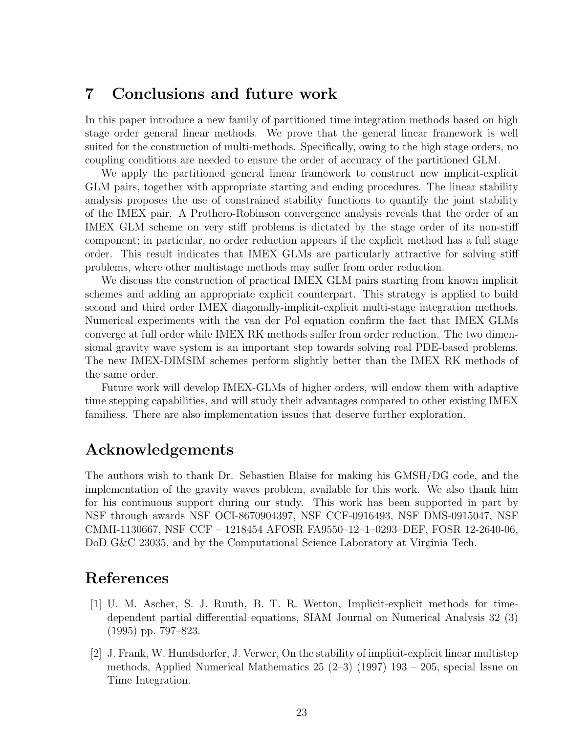## 7 Conclusions and future work

In this paper introduce a new family of partitioned time integration methods based on high stage order general linear methods. We prove that the general linear framework is well suited for the construction of multi-methods. Specifically, owing to the high stage orders, no coupling conditions are needed to ensure the order of accuracy of the partitioned GLM.

We apply the partitioned general linear framework to construct new implicit-explicit GLM pairs, together with appropriate starting and ending procedures. The linear stability analysis proposes the use of constrained stability functions to quantify the joint stability of the IMEX pair. A Prothero-Robinson convergence analysis reveals that the order of an IMEX GLM scheme on very stiff problems is dictated by the stage order of its non-stiff component; in particular, no order reduction appears if the explicit method has a full stage order. This result indicates that IMEX GLMs are particularly attractive for solving stiff problems, where other multistage methods may suffer from order reduction.

We discuss the construction of practical IMEX GLM pairs starting from known implicit schemes and adding an appropriate explicit counterpart. This strategy is applied to build second and third order IMEX diagonally-implicit-explicit multi-stage integration methods. Numerical experiments with the van der Pol equation confirm the fact that IMEX GLMs converge at full order while IMEX RK methods suffer from order reduction. The two dimensional gravity wave system is an important step towards solving real PDE-based problems. The new IMEX-DIMSIM schemes perform slightly better than the IMEX RK methods of the same order.

Future work will develop IMEX-GLMs of higher orders, will endow them with adaptive time stepping capabilities, and will study their advantages compared to other existing IMEX familiess. There are also implementation issues that deserve further exploration.

## Acknowledgements

The authors wish to thank Dr. Sebastien Blaise for making his GMSH/DG code, and the implementation of the gravity waves problem, available for this work. We also thank him for his continuous support during our study. This work has been supported in part by NSF through awards NSF OCI-8670904397, NSF CCF-0916493, NSF DMS-0915047, NSF CMMI-1130667, NSF CCF – 1218454 AFOSR FA9550–12–1–0293–DEF, FOSR 12-2640-06, DoD G&C 23035, and by the Computational Science Laboratory at Virginia Tech.

## References

[1] U. M. Ascher, S. J. Ruuth, B. T. R. Wetton, Implicit-explicit methods for time-dependent partial differential equations, SIAM Journal on Numerical Analysis 32 (3) (1995) pp. 797–823.

[2] J. Frank, W. Hundsdorfer, J. Verwer, On the stability of implicit-explicit linear multistep methods, Applied Numerical Mathematics 25 (2–3) (1997) 193 – 205, special Issue on Time Integration.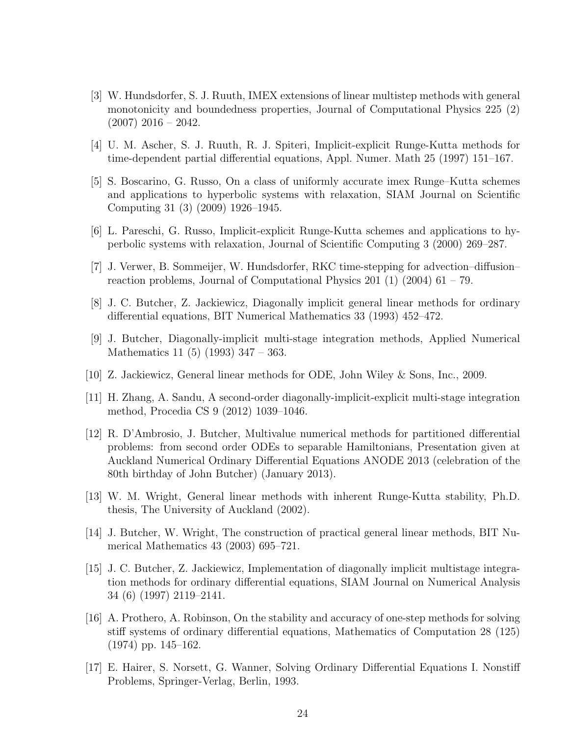[3] W. Hundsdorfer, S. J. Ruuth, IMEX extensions of linear multistep methods with general monotonicity and boundedness properties, Journal of Computational Physics 225 (2) (2007) 2016 – 2042.

[4] U. M. Ascher, S. J. Ruuth, R. J. Spiteri, Implicit-explicit Runge-Kutta methods for time-dependent partial differential equations, Appl. Numer. Math 25 (1997) 151–167.

[5] S. Boscarino, G. Russo, On a class of uniformly accurate imex Runge–Kutta schemes and applications to hyperbolic systems with relaxation, SIAM Journal on Scientific Computing 31 (3) (2009) 1926–1945.

[6] L. Pareschi, G. Russo, Implicit-explicit Runge-Kutta schemes and applications to hyperbolic systems with relaxation, Journal of Scientific Computing 3 (2000) 269–287.

[7] J. Verwer, B. Sommeijer, W. Hundsdorfer, RKC time-stepping for advection–diffusion–reaction problems, Journal of Computational Physics 201 (1) (2004) 61 – 79.

[8] J. C. Butcher, Z. Jackiewicz, Diagonally implicit general linear methods for ordinary differential equations, BIT Numerical Mathematics 33 (1993) 452–472.

[9] J. Butcher, Diagonally-implicit multi-stage integration methods, Applied Numerical Mathematics 11 (5) (1993) 347 – 363.

[10] Z. Jackiewicz, General linear methods for ODE, John Wiley & Sons, Inc., 2009.

[11] H. Zhang, A. Sandu, A second-order diagonally-implicit-explicit multi-stage integration method, Procedia CS 9 (2012) 1039–1046.

[12] R. D'Ambrosio, J. Butcher, Multivalue numerical methods for partitioned differential problems: from second order ODEs to separable Hamiltonians, Presentation given at Auckland Numerical Ordinary Differential Equations ANODE 2013 (celebration of the 80th birthday of John Butcher) (January 2013).

[13] W. M. Wright, General linear methods with inherent Runge-Kutta stability, Ph.D. thesis, The University of Auckland (2002).

[14] J. Butcher, W. Wright, The construction of practical general linear methods, BIT Numerical Mathematics 43 (2003) 695–721.

[15] J. C. Butcher, Z. Jackiewicz, Implementation of diagonally implicit multistage integration methods for ordinary differential equations, SIAM Journal on Numerical Analysis 34 (6) (1997) 2119–2141.

[16] A. Prothero, A. Robinson, On the stability and accuracy of one-step methods for solving stiff systems of ordinary differential equations, Mathematics of Computation 28 (125) (1974) pp. 145–162.

[17] E. Hairer, S. Norsett, G. Wanner, Solving Ordinary Differential Equations I. Nonstiff Problems, Springer-Verlag, Berlin, 1993.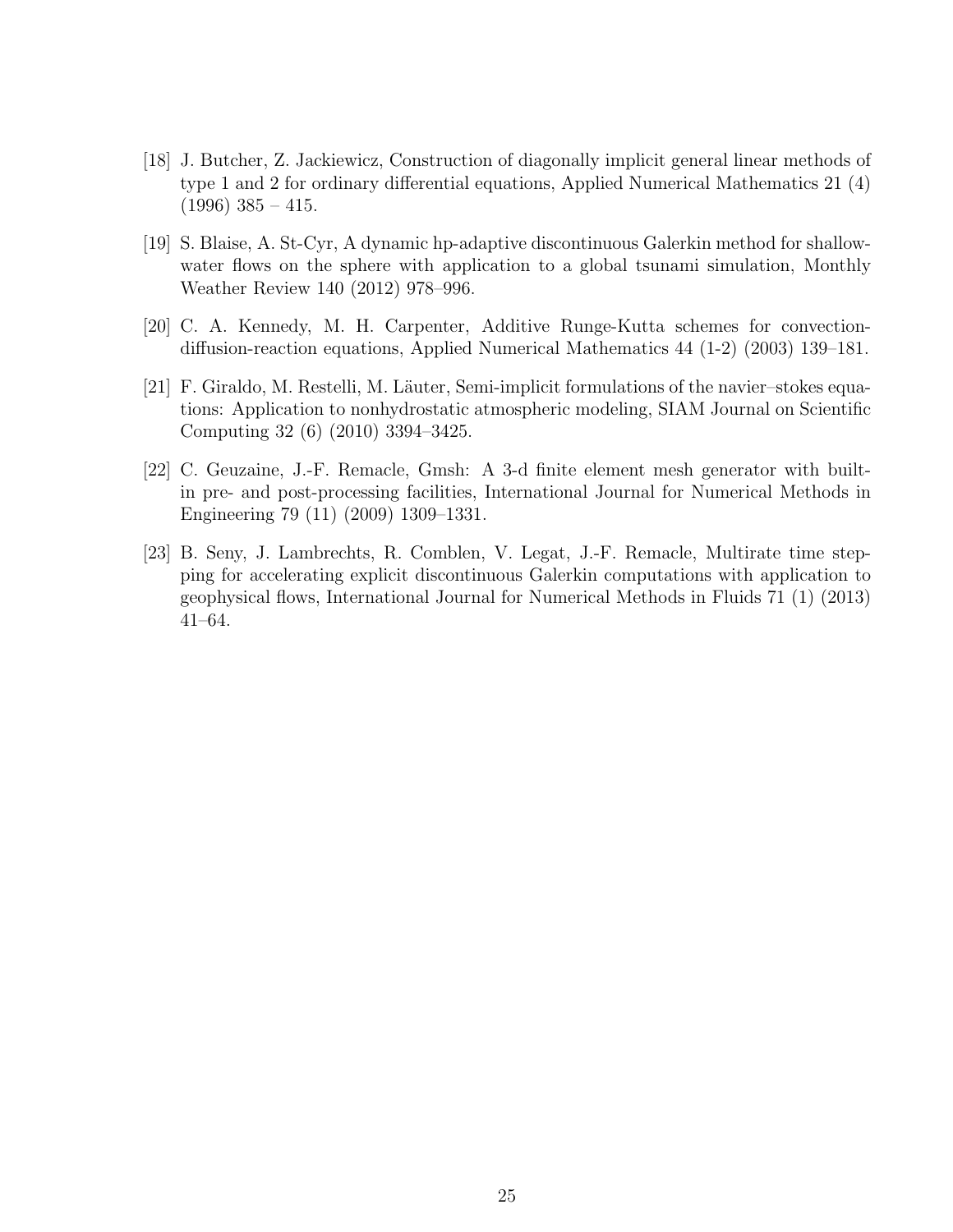[18] J. Butcher, Z. Jackiewicz, Construction of diagonally implicit general linear methods of type 1 and 2 for ordinary differential equations, Applied Numerical Mathematics 21 (4) (1996) 385 – 415.

[19] S. Blaise, A. St-Cyr, A dynamic hp-adaptive discontinuous Galerkin method for shallow-water flows on the sphere with application to a global tsunami simulation, Monthly Weather Review 140 (2012) 978–996.

[20] C. A. Kennedy, M. H. Carpenter, Additive Runge-Kutta schemes for convection-diffusion-reaction equations, Applied Numerical Mathematics 44 (1-2) (2003) 139–181.

[21] F. Giraldo, M. Restelli, M. Läuter, Semi-implicit formulations of the navier–stokes equations: Application to nonhydrostatic atmospheric modeling, SIAM Journal on Scientific Computing 32 (6) (2010) 3394–3425.

[22] C. Geuzaine, J.-F. Remacle, Gmsh: A 3-d finite element mesh generator with built-in pre- and post-processing facilities, International Journal for Numerical Methods in Engineering 79 (11) (2009) 1309–1331.

[23] B. Seny, J. Lambrechts, R. Comblen, V. Legat, J.-F. Remacle, Multirate time stepping for accelerating explicit discontinuous Galerkin computations with application to geophysical flows, International Journal for Numerical Methods in Fluids 71 (1) (2013) 41–64.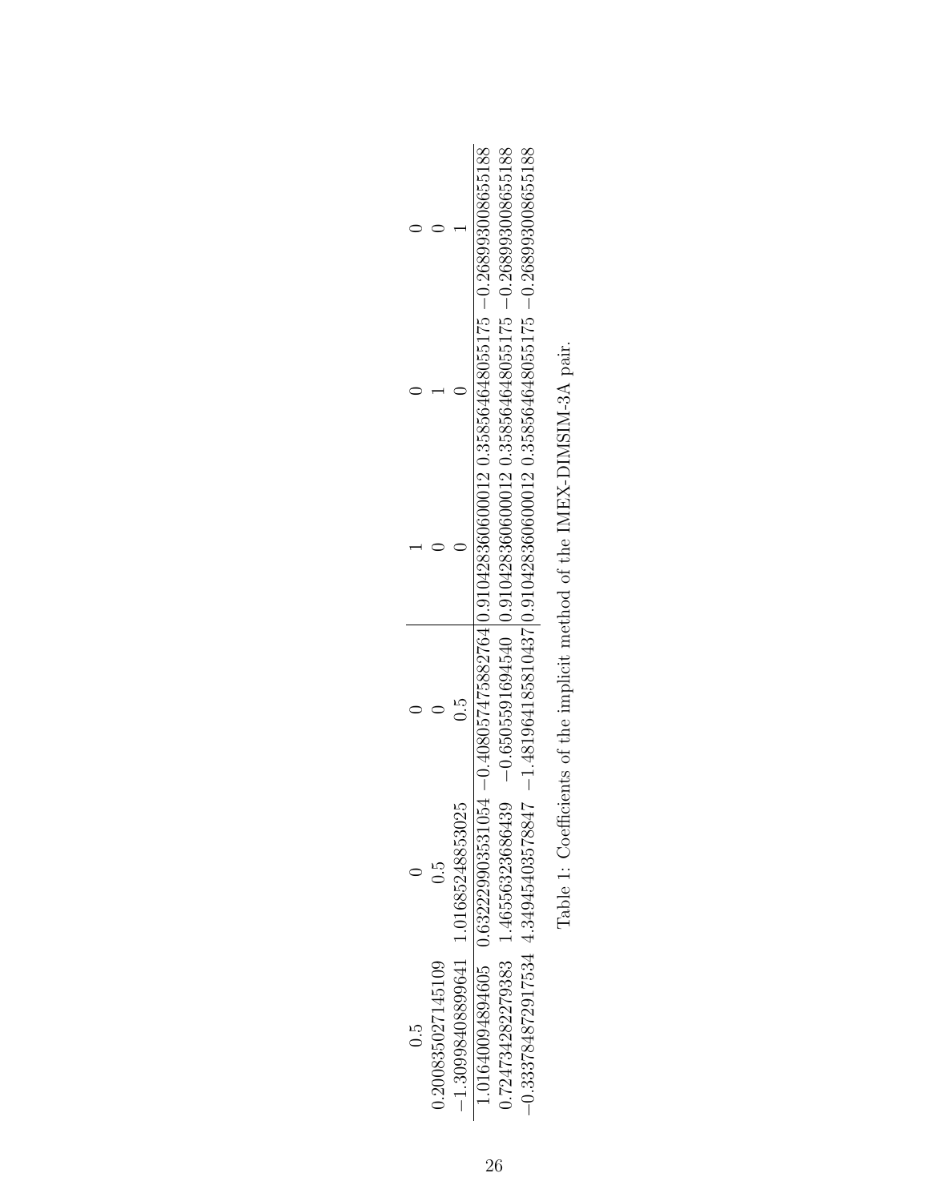| | | | | | |
|---|---|---|---|---|---|
| 0.5 | 0 | 0 | 1 | 0 | 0 |
| 0.200835027145109 | 0.5 | 0 | 0 | 1 | 0 |
| −1.30998408899641 | 1.01685248853025 | 0.5 | 0 | 0 | 1 |
| 1.01640094894605 | 0.632229903531054 | −0.408057475882764 | 0.910428360600012 | 0.358564648055175 | −0.268993008655188 |
| 0.724734282279383 | 1.46556323686439 | −0.650559169454​0 | 0.910428360600012 | 0.358564648055175 | −0.268993008655188 |
| −0.333784872917534 | 4.34945403578847 | −1.48196418581043​7 | 0.910428360600012 | 0.358564648055175 | −0.268993008655188 |

Table 1: Coefficients of the implicit method of the IMEX-DIMSIM-3A pair.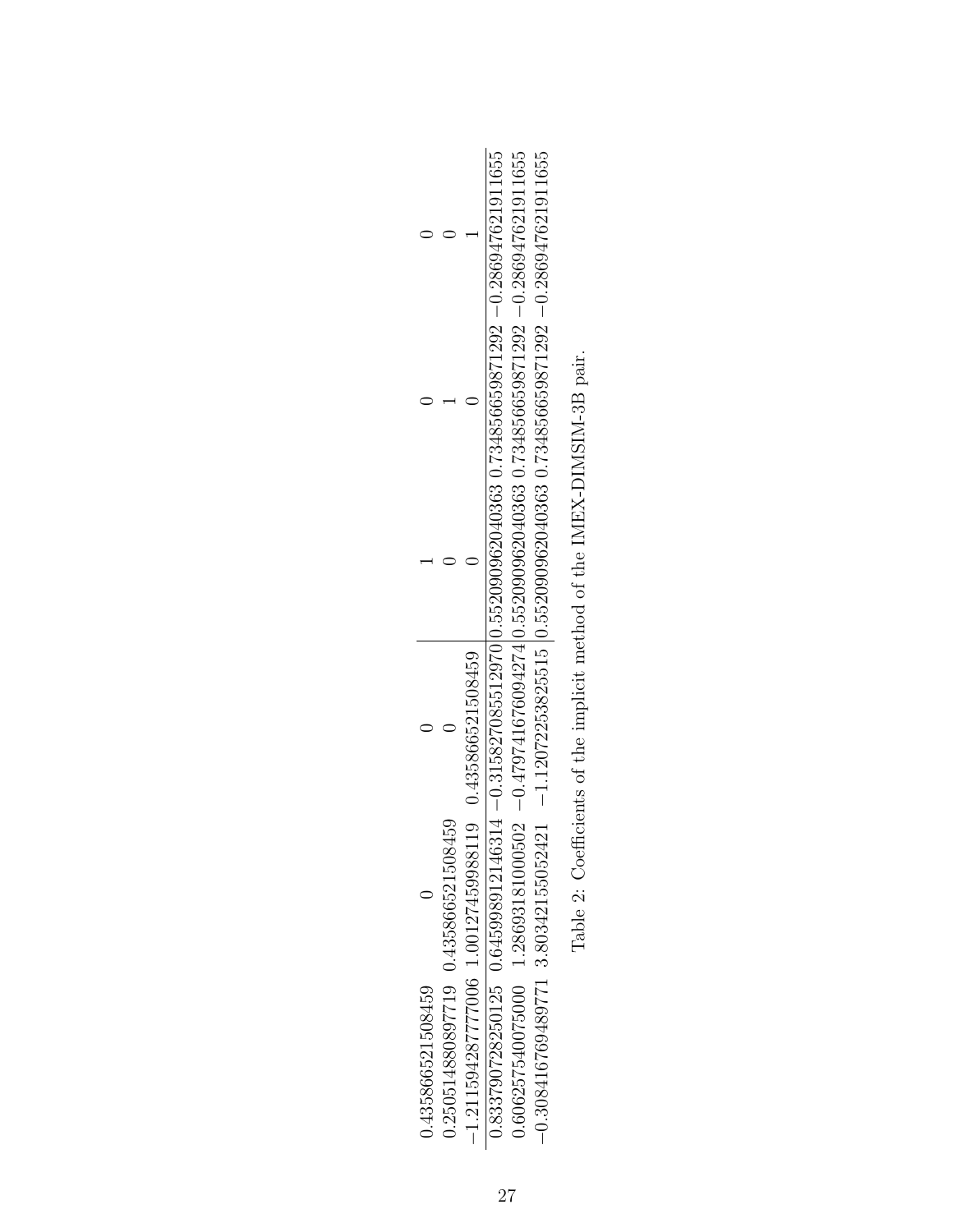| | | | | | |
|---|---|---|---|---|---|
| 0.435866521508459 | 0 | 0 | 1 | 0 | 0 |
| 0.2505148808977​19 | 0.435866521508459 | 0 | 0 | 1 | 0 |
| −1.21159428777006 | 1.00127459988119 | 0.435866521508459 | 0 | 0 | 1 |
| 0.833790728250125 | 0.645998912146314 | −0.315827085512970 | 0.552090962040363 | 0.734856659871292 | −0.286947621911655 |
| 0.606257540075000 | 1.28693181000502 | −0.479741676094274 | 0.552090962040363 | 0.734856659871292 | −0.286947621911655 |
| −0.308416769489771 | 3.80342155052421 | −1.12072253825515 | 0.552090962040363 | 0.734856659871292 | −0.286947621911655 |

Table 2: Coefficients of the implicit method of the IMEX-DIMSIM-3B pair.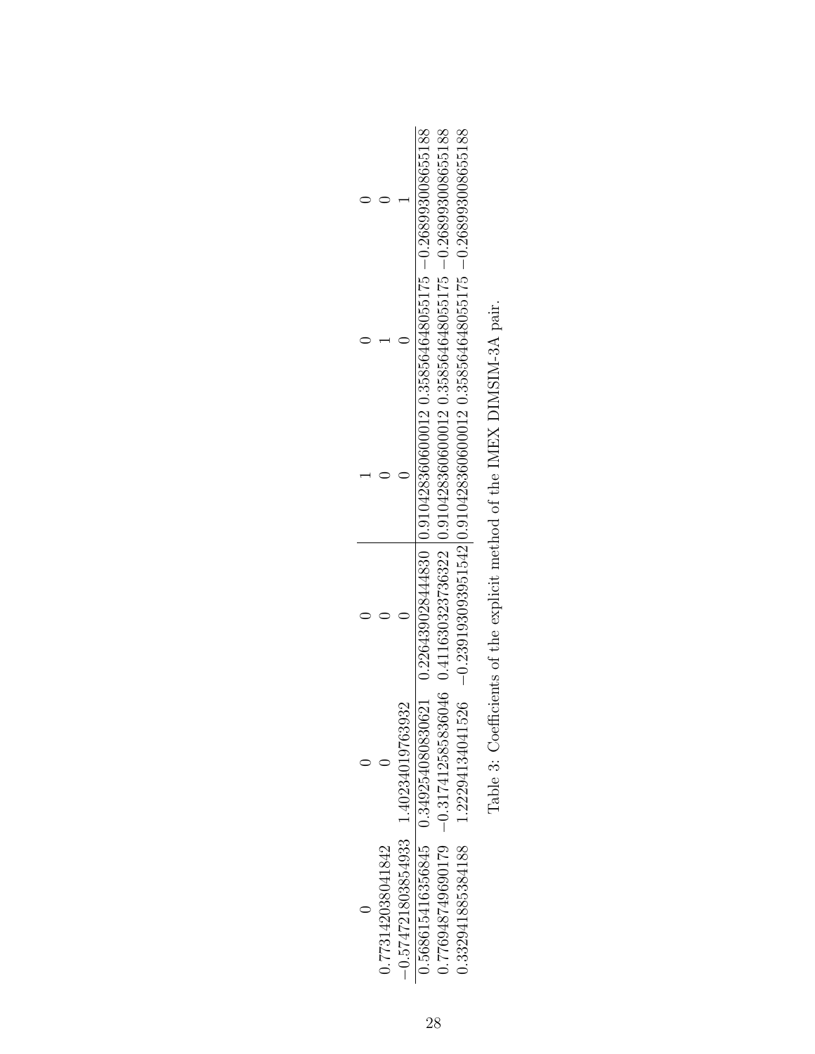| | | | | | |
|---|---|---|---|---|---|
| 0 | 0 | 0 | 1 | 0 | 0 |
| 0.773142038041842 | 0 | 0 | 0 | 1 | 0 |
| −0.574721803854933 | 1.402340197639932 | 0 | 0 | 0 | 1 |
| 0.568615416356845 | 0.349254080830621 | 0.226439028444830 | 0.910428360600012 | 0.358564648055175 | −0.268993008655188 |
| 0.776948749690179 | −0.317412585836046 | 0.411630323736322 | 0.910428360600012 | 0.358564648055175 | −0.268993008655188 |
| 0.332941885384188 | 1.222941340441526 | −0.239193093951542 | 0.910428360600012 | 0.358564648055175 | −0.268993008655188 |

Table 3: Coefficients of the explicit method of the IMEX DIMSIM-3A pair.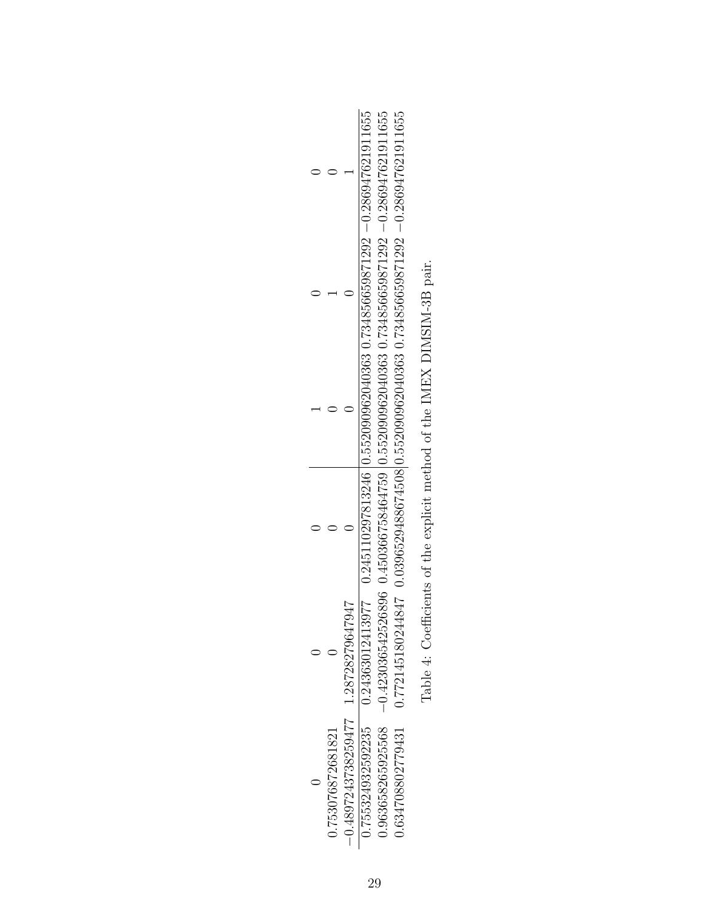| | | | | | |
|---|---|---|---|---|---|
| 0 | 0 | 0 | 1 | 0 | 0 |
| 0.753076872681821 | 0 | 0 | 0 | 1 | 0 |
| −0.489724373825947​7 | 1.287282796479​47 | 0 | 0 | 0 | 1 |
| 0.755324932592235 | 0.243630124139​77 | 0.245110297813246 | 0.552090962040363 | 0.734856659871292 | −0.286947621911655 |
| 0.963658265925568 | −0.423036542526896 | 0.450366758464759 | 0.552090962040363 | 0.734856659871292 | −0.286947621911655 |
| 0.634708802779431 | 0.772145180244847 | 0.039652948867450​8 | 0.552090962040363 | 0.734856659871292 | −0.286947621911655 |

Table 4: Coefficients of the explicit method of the IMEX DIMSIM-3B pair.